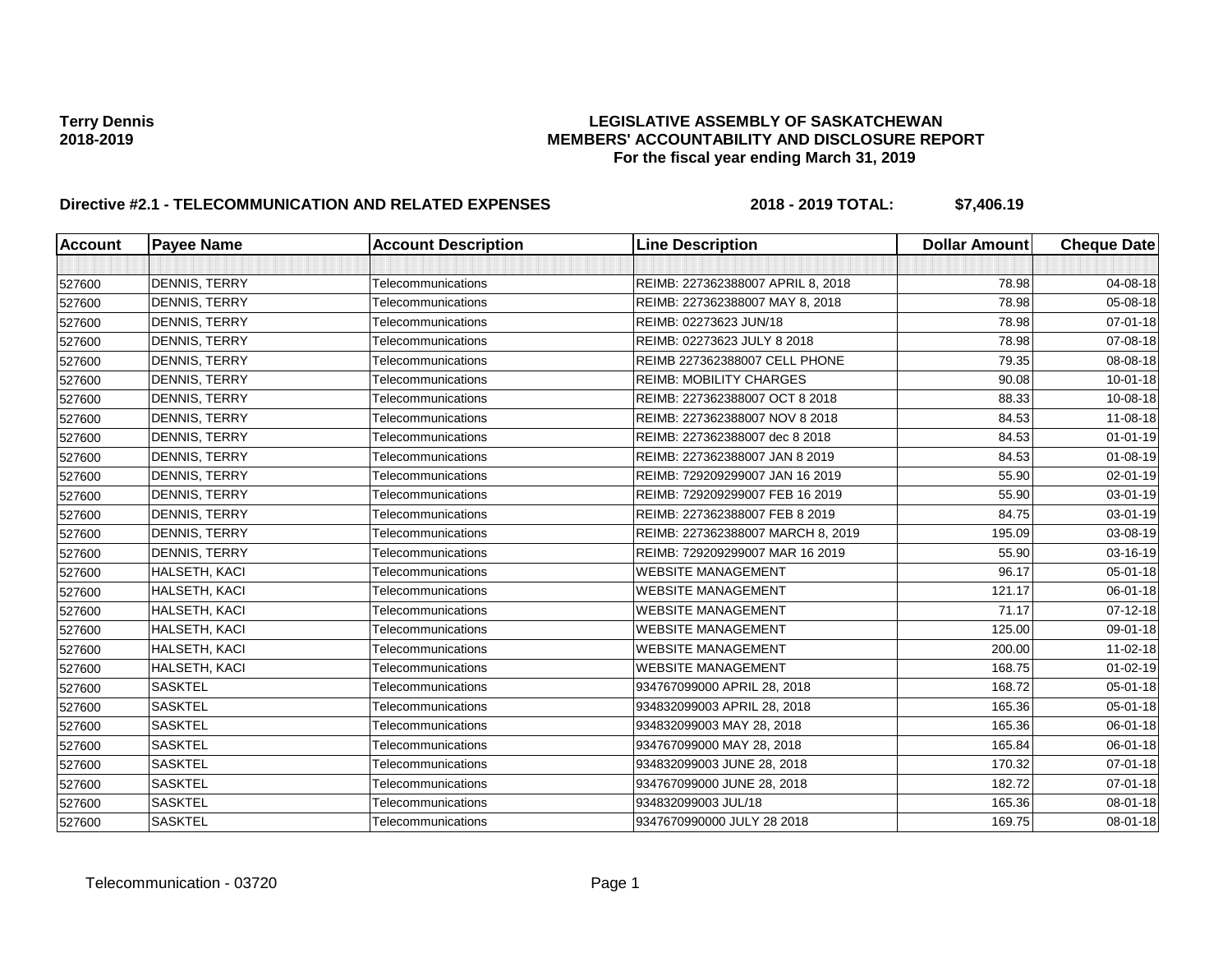**Terry Dennis**
**2018-2019**

# LEGISLATIVE ASSEMBLY OF SASKATCHEWAN
## MEMBERS' ACCOUNTABILITY AND DISCLOSURE REPORT
### For the fiscal year ending March 31, 2019

**Directive #2.1 - TELECOMMUNICATION AND RELATED EXPENSES** **2018 - 2019 TOTAL: $7,406.19**

| Account | Payee Name | Account Description | Line Description | Dollar Amount | Cheque Date |
|---|---|---|---|---|---|
| | | | | | |
| 527600 | DENNIS, TERRY | Telecommunications | REIMB: 227362388007 APRIL 8, 2018 | 78.98 | 04-08-18 |
| 527600 | DENNIS, TERRY | Telecommunications | REIMB: 227362388007 MAY 8, 2018 | 78.98 | 05-08-18 |
| 527600 | DENNIS, TERRY | Telecommunications | REIMB: 02273623 JUN/18 | 78.98 | 07-01-18 |
| 527600 | DENNIS, TERRY | Telecommunications | REIMB: 02273623 JULY 8 2018 | 78.98 | 07-08-18 |
| 527600 | DENNIS, TERRY | Telecommunications | REIMB 227362388007 CELL PHONE | 79.35 | 08-08-18 |
| 527600 | DENNIS, TERRY | Telecommunications | REIMB: MOBILITY CHARGES | 90.08 | 10-01-18 |
| 527600 | DENNIS, TERRY | Telecommunications | REIMB: 227362388007 OCT 8 2018 | 88.33 | 10-08-18 |
| 527600 | DENNIS, TERRY | Telecommunications | REIMB: 227362388007 NOV 8 2018 | 84.53 | 11-08-18 |
| 527600 | DENNIS, TERRY | Telecommunications | REIMB: 227362388007 dec 8 2018 | 84.53 | 01-01-19 |
| 527600 | DENNIS, TERRY | Telecommunications | REIMB: 227362388007 JAN 8 2019 | 84.53 | 01-08-19 |
| 527600 | DENNIS, TERRY | Telecommunications | REIMB: 729209299007 JAN 16 2019 | 55.90 | 02-01-19 |
| 527600 | DENNIS, TERRY | Telecommunications | REIMB: 729209299007 FEB 16 2019 | 55.90 | 03-01-19 |
| 527600 | DENNIS, TERRY | Telecommunications | REIMB: 227362388007 FEB 8 2019 | 84.75 | 03-01-19 |
| 527600 | DENNIS, TERRY | Telecommunications | REIMB: 227362388007 MARCH 8, 2019 | 195.09 | 03-08-19 |
| 527600 | DENNIS, TERRY | Telecommunications | REIMB: 729209299007 MAR 16 2019 | 55.90 | 03-16-19 |
| 527600 | HALSETH, KACI | Telecommunications | WEBSITE MANAGEMENT | 96.17 | 05-01-18 |
| 527600 | HALSETH, KACI | Telecommunications | WEBSITE MANAGEMENT | 121.17 | 06-01-18 |
| 527600 | HALSETH, KACI | Telecommunications | WEBSITE MANAGEMENT | 71.17 | 07-12-18 |
| 527600 | HALSETH, KACI | Telecommunications | WEBSITE MANAGEMENT | 125.00 | 09-01-18 |
| 527600 | HALSETH, KACI | Telecommunications | WEBSITE MANAGEMENT | 200.00 | 11-02-18 |
| 527600 | HALSETH, KACI | Telecommunications | WEBSITE MANAGEMENT | 168.75 | 01-02-19 |
| 527600 | SASKTEL | Telecommunications | 934767099000 APRIL 28, 2018 | 168.72 | 05-01-18 |
| 527600 | SASKTEL | Telecommunications | 934832099003 APRIL 28, 2018 | 165.36 | 05-01-18 |
| 527600 | SASKTEL | Telecommunications | 934832099003 MAY 28, 2018 | 165.36 | 06-01-18 |
| 527600 | SASKTEL | Telecommunications | 934767099000 MAY 28, 2018 | 165.84 | 06-01-18 |
| 527600 | SASKTEL | Telecommunications | 934832099003 JUNE 28, 2018 | 170.32 | 07-01-18 |
| 527600 | SASKTEL | Telecommunications | 934767099000 JUNE 28, 2018 | 182.72 | 07-01-18 |
| 527600 | SASKTEL | Telecommunications | 934832099003 JUL/18 | 165.36 | 08-01-18 |
| 527600 | SASKTEL | Telecommunications | 9347670990000 JULY 28 2018 | 169.75 | 08-01-18 |

Telecommunication - 03720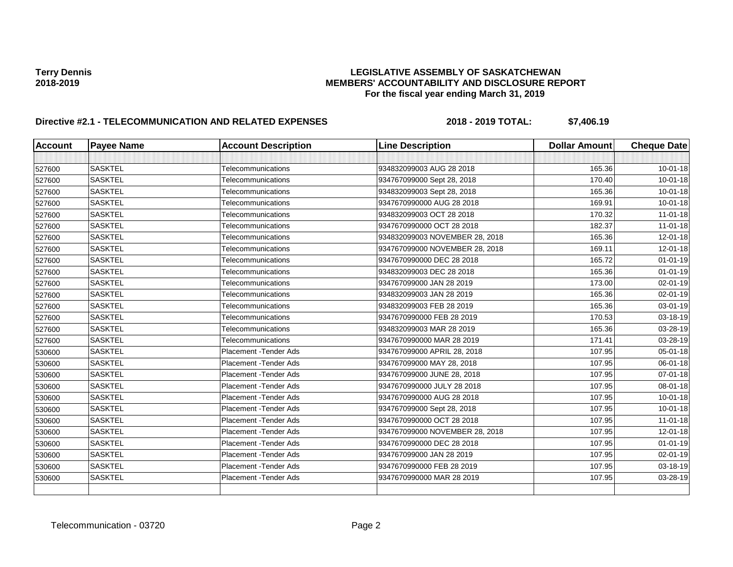**Terry Dennis**
**2018-2019**

**LEGISLATIVE ASSEMBLY OF SASKATCHEWAN**
**MEMBERS' ACCOUNTABILITY AND DISCLOSURE REPORT**
**For the fiscal year ending March 31, 2019**

## Directive #2.1 - TELECOMMUNICATION AND RELATED EXPENSES — 2018 - 2019 TOTAL: $7,406.19

| Account | Payee Name | Account Description | Line Description | Dollar Amount | Cheque Date |
|---|---|---|---|---|---|
| | | | | | |
| 527600 | SASKTEL | Telecommunications | 934832099003 AUG 28 2018 | 165.36 | 10-01-18 |
| 527600 | SASKTEL | Telecommunications | 934767099000 Sept 28, 2018 | 170.40 | 10-01-18 |
| 527600 | SASKTEL | Telecommunications | 934832099003 Sept 28, 2018 | 165.36 | 10-01-18 |
| 527600 | SASKTEL | Telecommunications | 9347670990000 AUG 28 2018 | 169.91 | 10-01-18 |
| 527600 | SASKTEL | Telecommunications | 934832099003 OCT 28 2018 | 170.32 | 11-01-18 |
| 527600 | SASKTEL | Telecommunications | 9347670990000 OCT 28 2018 | 182.37 | 11-01-18 |
| 527600 | SASKTEL | Telecommunications | 934832099003 NOVEMBER 28, 2018 | 165.36 | 12-01-18 |
| 527600 | SASKTEL | Telecommunications | 934767099000 NOVEMBER 28, 2018 | 169.11 | 12-01-18 |
| 527600 | SASKTEL | Telecommunications | 9347670990000 DEC 28 2018 | 165.72 | 01-01-19 |
| 527600 | SASKTEL | Telecommunications | 934832099003 DEC 28 2018 | 165.36 | 01-01-19 |
| 527600 | SASKTEL | Telecommunications | 934767099000 JAN 28 2019 | 173.00 | 02-01-19 |
| 527600 | SASKTEL | Telecommunications | 934832099003 JAN 28 2019 | 165.36 | 02-01-19 |
| 527600 | SASKTEL | Telecommunications | 934832099003 FEB 28 2019 | 165.36 | 03-01-19 |
| 527600 | SASKTEL | Telecommunications | 9347670990000 FEB 28 2019 | 170.53 | 03-18-19 |
| 527600 | SASKTEL | Telecommunications | 934832099003 MAR 28 2019 | 165.36 | 03-28-19 |
| 527600 | SASKTEL | Telecommunications | 9347670990000 MAR 28 2019 | 171.41 | 03-28-19 |
| 530600 | SASKTEL | Placement -Tender Ads | 934767099000 APRIL 28, 2018 | 107.95 | 05-01-18 |
| 530600 | SASKTEL | Placement -Tender Ads | 934767099000 MAY 28, 2018 | 107.95 | 06-01-18 |
| 530600 | SASKTEL | Placement -Tender Ads | 934767099000 JUNE 28, 2018 | 107.95 | 07-01-18 |
| 530600 | SASKTEL | Placement -Tender Ads | 9347670990000 JULY 28 2018 | 107.95 | 08-01-18 |
| 530600 | SASKTEL | Placement -Tender Ads | 9347670990000 AUG 28 2018 | 107.95 | 10-01-18 |
| 530600 | SASKTEL | Placement -Tender Ads | 934767099000 Sept 28, 2018 | 107.95 | 10-01-18 |
| 530600 | SASKTEL | Placement -Tender Ads | 9347670990000 OCT 28 2018 | 107.95 | 11-01-18 |
| 530600 | SASKTEL | Placement -Tender Ads | 934767099000 NOVEMBER 28, 2018 | 107.95 | 12-01-18 |
| 530600 | SASKTEL | Placement -Tender Ads | 9347670990000 DEC 28 2018 | 107.95 | 01-01-19 |
| 530600 | SASKTEL | Placement -Tender Ads | 934767099000 JAN 28 2019 | 107.95 | 02-01-19 |
| 530600 | SASKTEL | Placement -Tender Ads | 9347670990000 FEB 28 2019 | 107.95 | 03-18-19 |
| 530600 | SASKTEL | Placement -Tender Ads | 9347670990000 MAR 28 2019 | 107.95 | 03-28-19 |
| | | | | | |

Telecommunication - 03720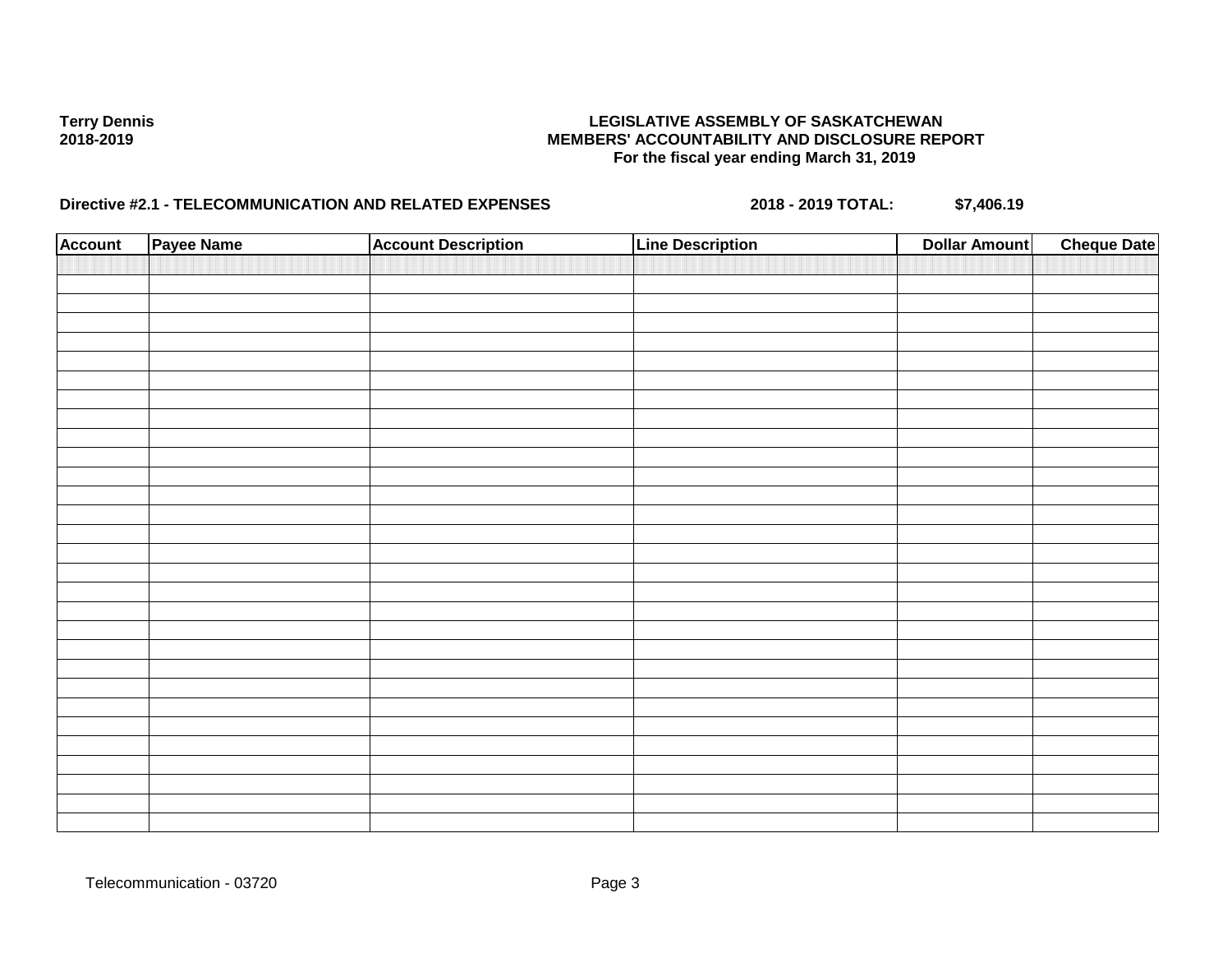**Terry Dennis**
**2018-2019**

**LEGISLATIVE ASSEMBLY OF SASKATCHEWAN**
**MEMBERS' ACCOUNTABILITY AND DISCLOSURE REPORT**
**For the fiscal year ending March 31, 2019**

**Directive #2.1 - TELECOMMUNICATION AND RELATED EXPENSES** **2018 - 2019 TOTAL: $7,406.19**

| Account | Payee Name | Account Description | Line Description | Dollar Amount | Cheque Date |
|---|---|---|---|---|---|
| | | | | | |

Telecommunication - 03720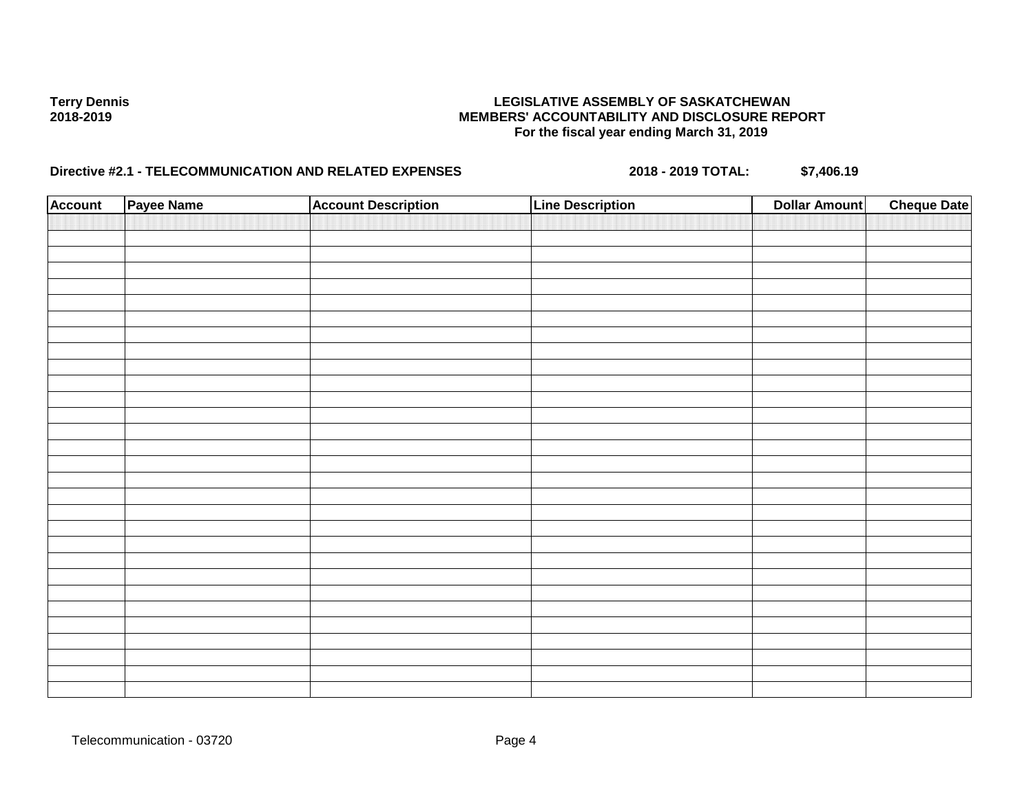**Terry Dennis**
**2018-2019**

**LEGISLATIVE ASSEMBLY OF SASKATCHEWAN**
**MEMBERS' ACCOUNTABILITY AND DISCLOSURE REPORT**
**For the fiscal year ending March 31, 2019**

**Directive #2.1 - TELECOMMUNICATION AND RELATED EXPENSES** **2018 - 2019 TOTAL: $7,406.19**

| Account | Payee Name | Account Description | Line Description | Dollar Amount | Cheque Date |
|---|---|---|---|---|---|
| | | | | | |

Telecommunication - 03720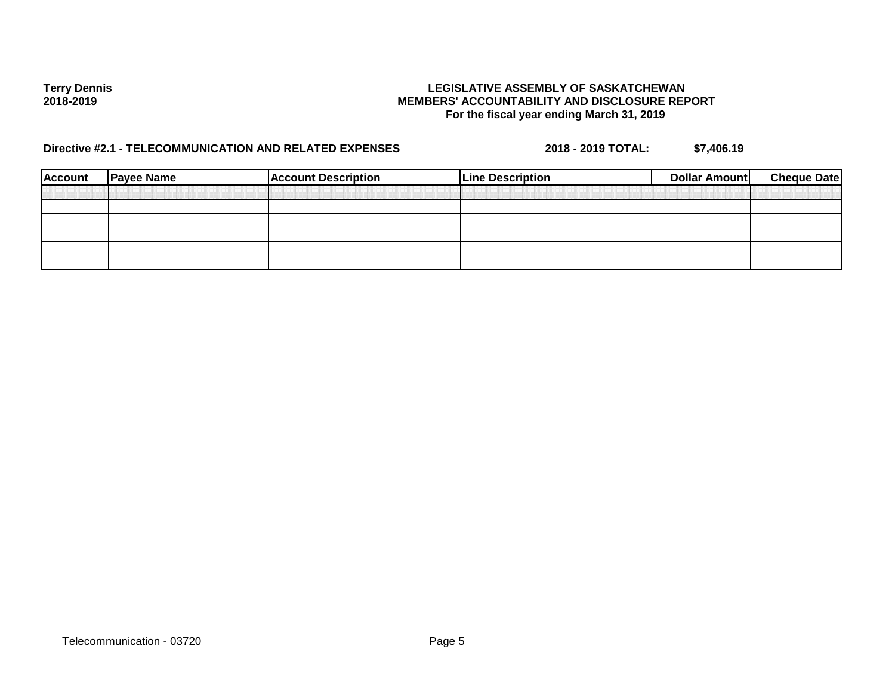**Terry Dennis**
**2018-2019**

**LEGISLATIVE ASSEMBLY OF SASKATCHEWAN**
**MEMBERS' ACCOUNTABILITY AND DISCLOSURE REPORT**
**For the fiscal year ending March 31, 2019**

**Directive #2.1 - TELECOMMUNICATION AND RELATED EXPENSES** **2018 - 2019 TOTAL:** **$7,406.19**

| Account | Payee Name | Account Description | Line Description | Dollar Amount | Cheque Date |
|---|---|---|---|---|---|
| | | | | | |
| | | | | | |
| | | | | | |
| | | | | | |
| | | | | | |
| | | | | | |

Telecommunication - 03720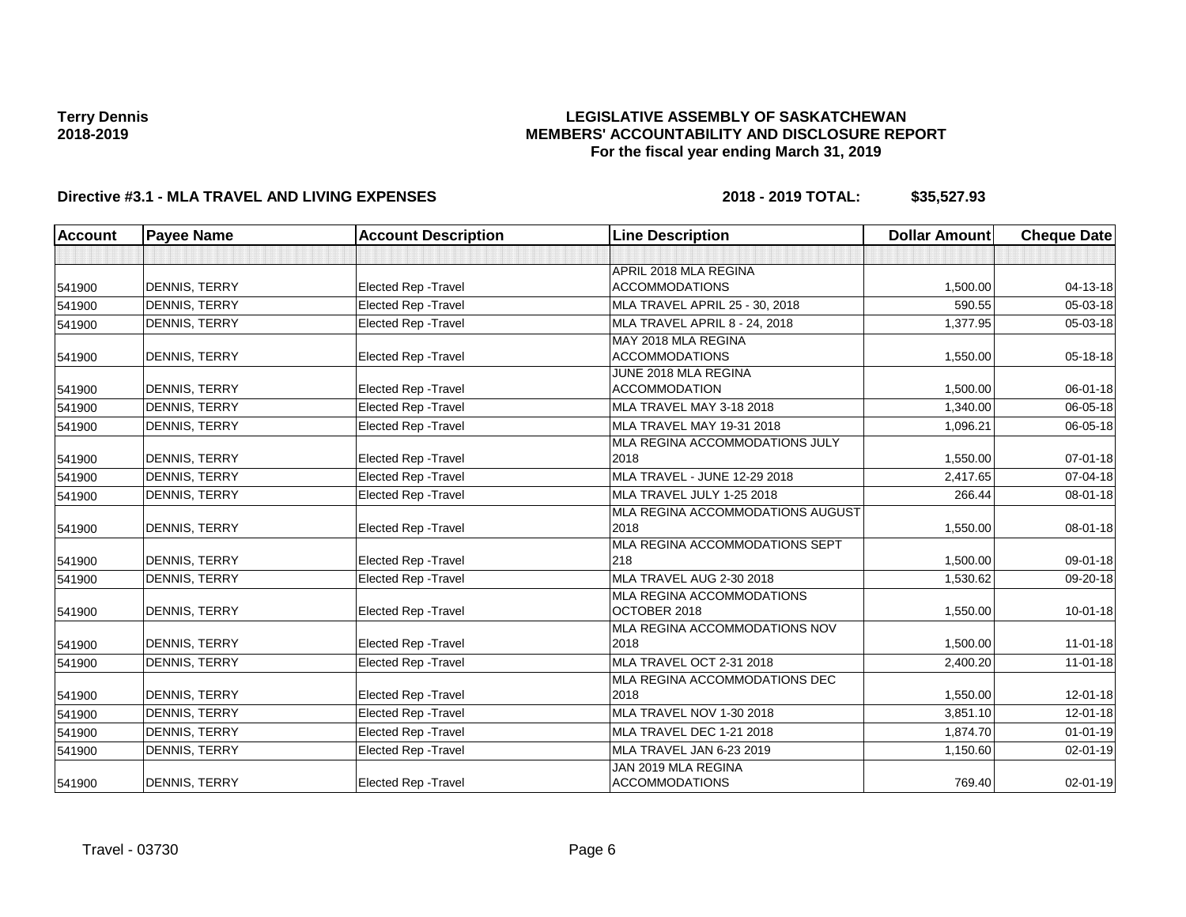**Terry Dennis**
**2018-2019**

# LEGISLATIVE ASSEMBLY OF SASKATCHEWAN
## MEMBERS' ACCOUNTABILITY AND DISCLOSURE REPORT
### For the fiscal year ending March 31, 2019

**Directive #3.1 - MLA TRAVEL AND LIVING EXPENSES** **2018 - 2019 TOTAL: $35,527.93**

| Account | Payee Name | Account Description | Line Description | Dollar Amount | Cheque Date |
|---|---|---|---|---|---|
| | | | | | |
| 541900 | DENNIS, TERRY | Elected Rep -Travel | APRIL 2018 MLA REGINA ACCOMMODATIONS | 1,500.00 | 04-13-18 |
| 541900 | DENNIS, TERRY | Elected Rep -Travel | MLA TRAVEL APRIL 25 - 30, 2018 | 590.55 | 05-03-18 |
| 541900 | DENNIS, TERRY | Elected Rep -Travel | MLA TRAVEL APRIL 8 - 24, 2018 | 1,377.95 | 05-03-18 |
| 541900 | DENNIS, TERRY | Elected Rep -Travel | MAY 2018 MLA REGINA ACCOMMODATIONS | 1,550.00 | 05-18-18 |
| 541900 | DENNIS, TERRY | Elected Rep -Travel | JUNE 2018 MLA REGINA ACCOMMODATION | 1,500.00 | 06-01-18 |
| 541900 | DENNIS, TERRY | Elected Rep -Travel | MLA TRAVEL MAY 3-18 2018 | 1,340.00 | 06-05-18 |
| 541900 | DENNIS, TERRY | Elected Rep -Travel | MLA TRAVEL MAY 19-31 2018 | 1,096.21 | 06-05-18 |
| 541900 | DENNIS, TERRY | Elected Rep -Travel | MLA REGINA ACCOMMODATIONS JULY 2018 | 1,550.00 | 07-01-18 |
| 541900 | DENNIS, TERRY | Elected Rep -Travel | MLA TRAVEL - JUNE 12-29 2018 | 2,417.65 | 07-04-18 |
| 541900 | DENNIS, TERRY | Elected Rep -Travel | MLA TRAVEL JULY 1-25 2018 | 266.44 | 08-01-18 |
| 541900 | DENNIS, TERRY | Elected Rep -Travel | MLA REGINA ACCOMMODATIONS AUGUST 2018 | 1,550.00 | 08-01-18 |
| 541900 | DENNIS, TERRY | Elected Rep -Travel | MLA REGINA ACCOMMODATIONS SEPT 218 | 1,500.00 | 09-01-18 |
| 541900 | DENNIS, TERRY | Elected Rep -Travel | MLA TRAVEL AUG 2-30 2018 | 1,530.62 | 09-20-18 |
| 541900 | DENNIS, TERRY | Elected Rep -Travel | MLA REGINA ACCOMMODATIONS OCTOBER 2018 | 1,550.00 | 10-01-18 |
| 541900 | DENNIS, TERRY | Elected Rep -Travel | MLA REGINA ACCOMMODATIONS NOV 2018 | 1,500.00 | 11-01-18 |
| 541900 | DENNIS, TERRY | Elected Rep -Travel | MLA TRAVEL OCT 2-31 2018 | 2,400.20 | 11-01-18 |
| 541900 | DENNIS, TERRY | Elected Rep -Travel | MLA REGINA ACCOMMODATIONS DEC 2018 | 1,550.00 | 12-01-18 |
| 541900 | DENNIS, TERRY | Elected Rep -Travel | MLA TRAVEL NOV 1-30 2018 | 3,851.10 | 12-01-18 |
| 541900 | DENNIS, TERRY | Elected Rep -Travel | MLA TRAVEL DEC 1-21 2018 | 1,874.70 | 01-01-19 |
| 541900 | DENNIS, TERRY | Elected Rep -Travel | MLA TRAVEL JAN 6-23 2019 | 1,150.60 | 02-01-19 |
| 541900 | DENNIS, TERRY | Elected Rep -Travel | JAN 2019 MLA REGINA ACCOMMODATIONS | 769.40 | 02-01-19 |

Travel - 03730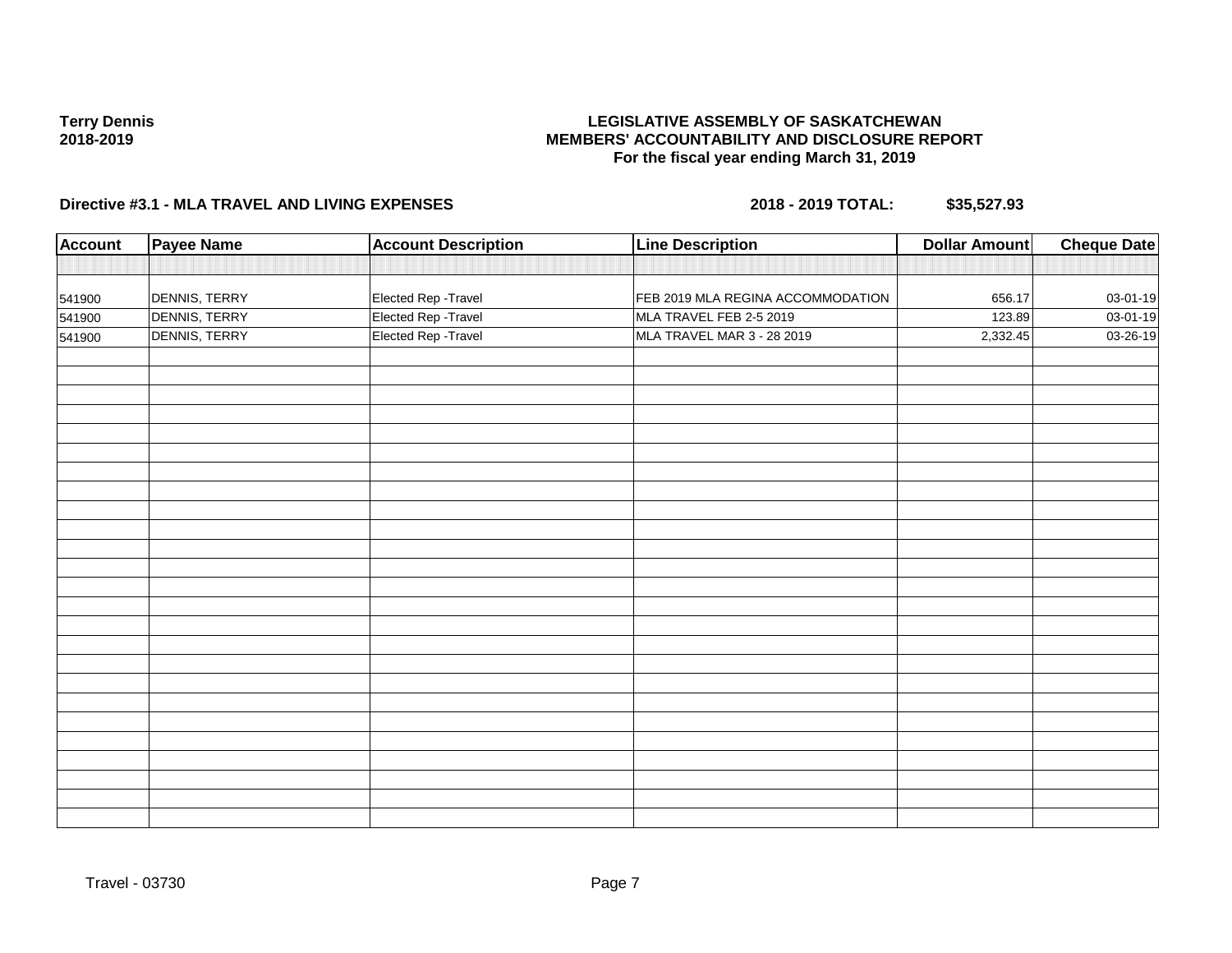**Terry Dennis**
**2018-2019**

**LEGISLATIVE ASSEMBLY OF SASKATCHEWAN**
**MEMBERS' ACCOUNTABILITY AND DISCLOSURE REPORT**
**For the fiscal year ending March 31, 2019**

**Directive #3.1 - MLA TRAVEL AND LIVING EXPENSES** **2018 - 2019 TOTAL: $35,527.93**

| Account | Payee Name | Account Description | Line Description | Dollar Amount | Cheque Date |
|---|---|---|---|---|---|
| 541900 | DENNIS, TERRY | Elected Rep -Travel | FEB 2019 MLA REGINA ACCOMMODATION | 656.17 | 03-01-19 |
| 541900 | DENNIS, TERRY | Elected Rep -Travel | MLA TRAVEL FEB 2-5 2019 | 123.89 | 03-01-19 |
| 541900 | DENNIS, TERRY | Elected Rep -Travel | MLA TRAVEL MAR 3 - 28 2019 | 2,332.45 | 03-26-19 |

Travel - 03730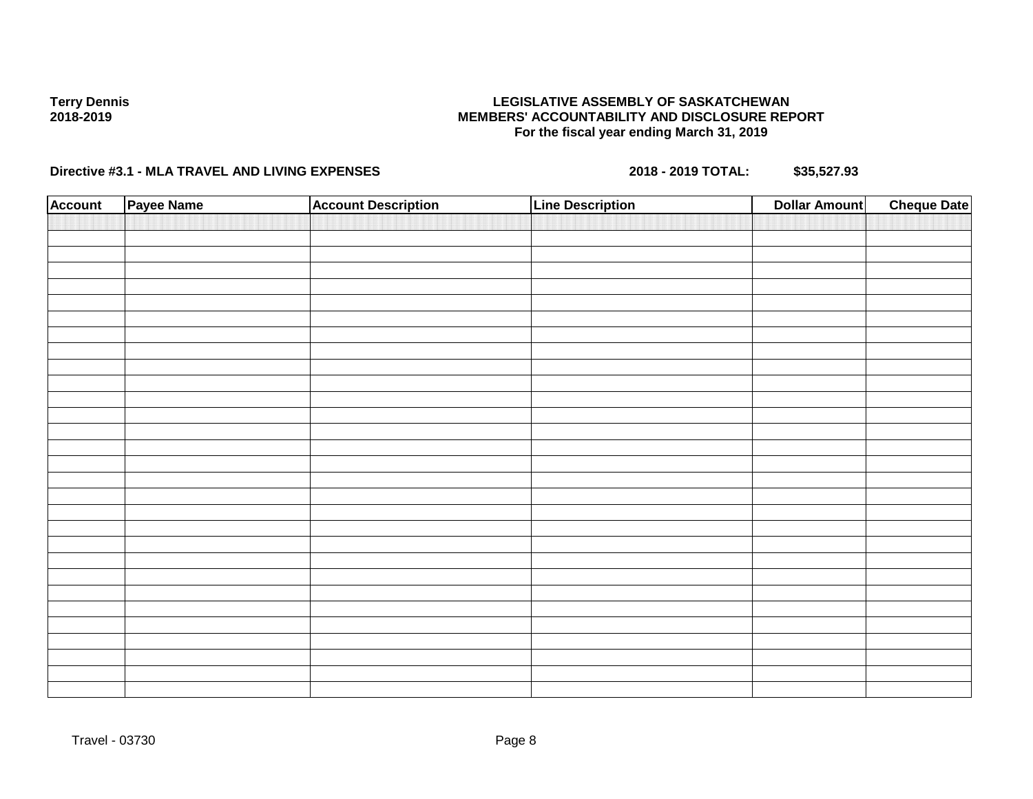**Terry Dennis**
**2018-2019**

**LEGISLATIVE ASSEMBLY OF SASKATCHEWAN**
**MEMBERS' ACCOUNTABILITY AND DISCLOSURE REPORT**
**For the fiscal year ending March 31, 2019**

**Directive #3.1 - MLA TRAVEL AND LIVING EXPENSES** **2018 - 2019 TOTAL: $35,527.93**

| Account | Payee Name | Account Description | Line Description | Dollar Amount | Cheque Date |
|---|---|---|---|---|---|
| | | | | | |

Travel - 03730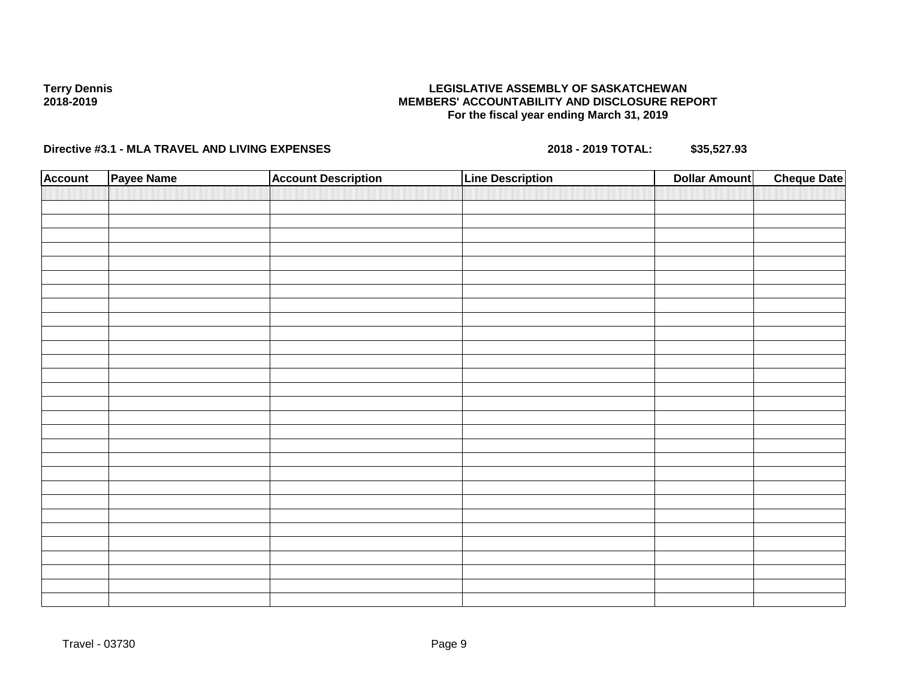**Terry Dennis**
**2018-2019**

**LEGISLATIVE ASSEMBLY OF SASKATCHEWAN**
**MEMBERS' ACCOUNTABILITY AND DISCLOSURE REPORT**
**For the fiscal year ending March 31, 2019**

**Directive #3.1 - MLA TRAVEL AND LIVING EXPENSES** **2018 - 2019 TOTAL: $35,527.93**

| Account | Payee Name | Account Description | Line Description | Dollar Amount | Cheque Date |
|---|---|---|---|---|---|
| | | | | | |
| | | | | | |
| | | | | | |
| | | | | | |
| | | | | | |
| | | | | | |
| | | | | | |
| | | | | | |
| | | | | | |
| | | | | | |
| | | | | | |
| | | | | | |
| | | | | | |
| | | | | | |
| | | | | | |
| | | | | | |
| | | | | | |
| | | | | | |
| | | | | | |
| | | | | | |
| | | | | | |
| | | | | | |
| | | | | | |
| | | | | | |
| | | | | | |
| | | | | | |
| | | | | | |
| | | | | | |
| | | | | | |
| | | | | | |

Travel - 03730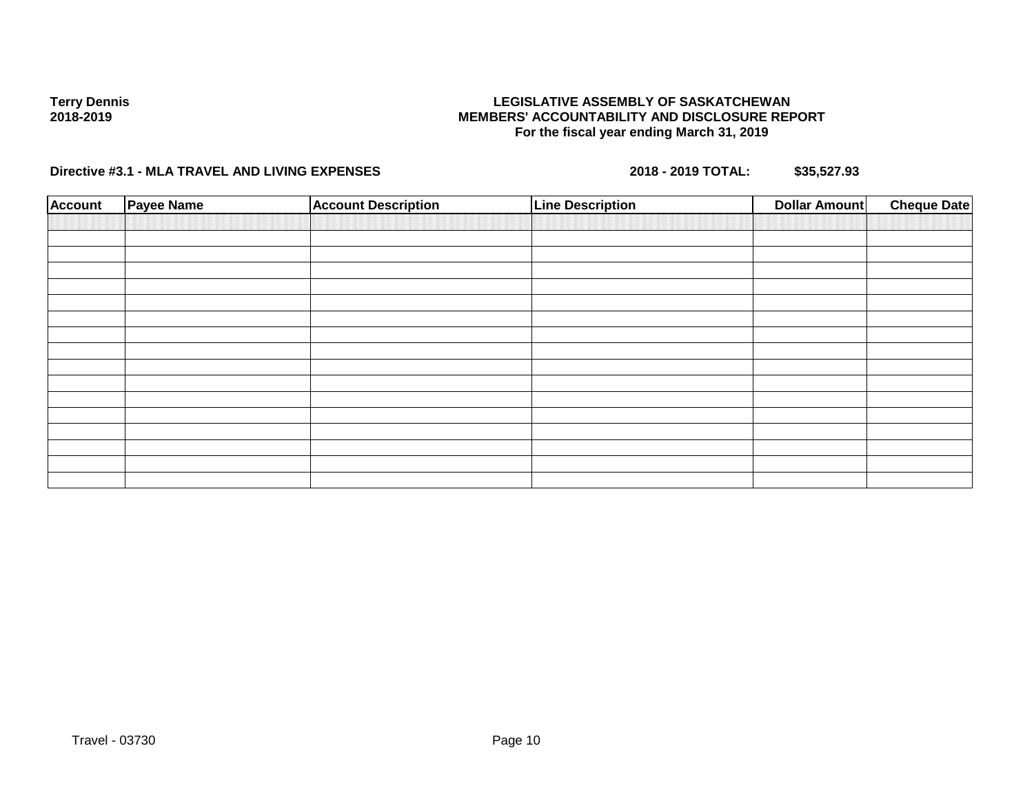**Terry Dennis**
**2018-2019**

**LEGISLATIVE ASSEMBLY OF SASKATCHEWAN**
**MEMBERS' ACCOUNTABILITY AND DISCLOSURE REPORT**
**For the fiscal year ending March 31, 2019**

**Directive #3.1 - MLA TRAVEL AND LIVING EXPENSES** **2018 - 2019 TOTAL: $35,527.93**

| Account | Payee Name | Account Description | Line Description | Dollar Amount | Cheque Date |
|---|---|---|---|---|---|
| | | | | | |
| | | | | | |
| | | | | | |
| | | | | | |
| | | | | | |
| | | | | | |
| | | | | | |
| | | | | | |
| | | | | | |
| | | | | | |
| | | | | | |
| | | | | | |
| | | | | | |
| | | | | | |
| | | | | | |
| | | | | | |
| | | | | | |

Travel - 03730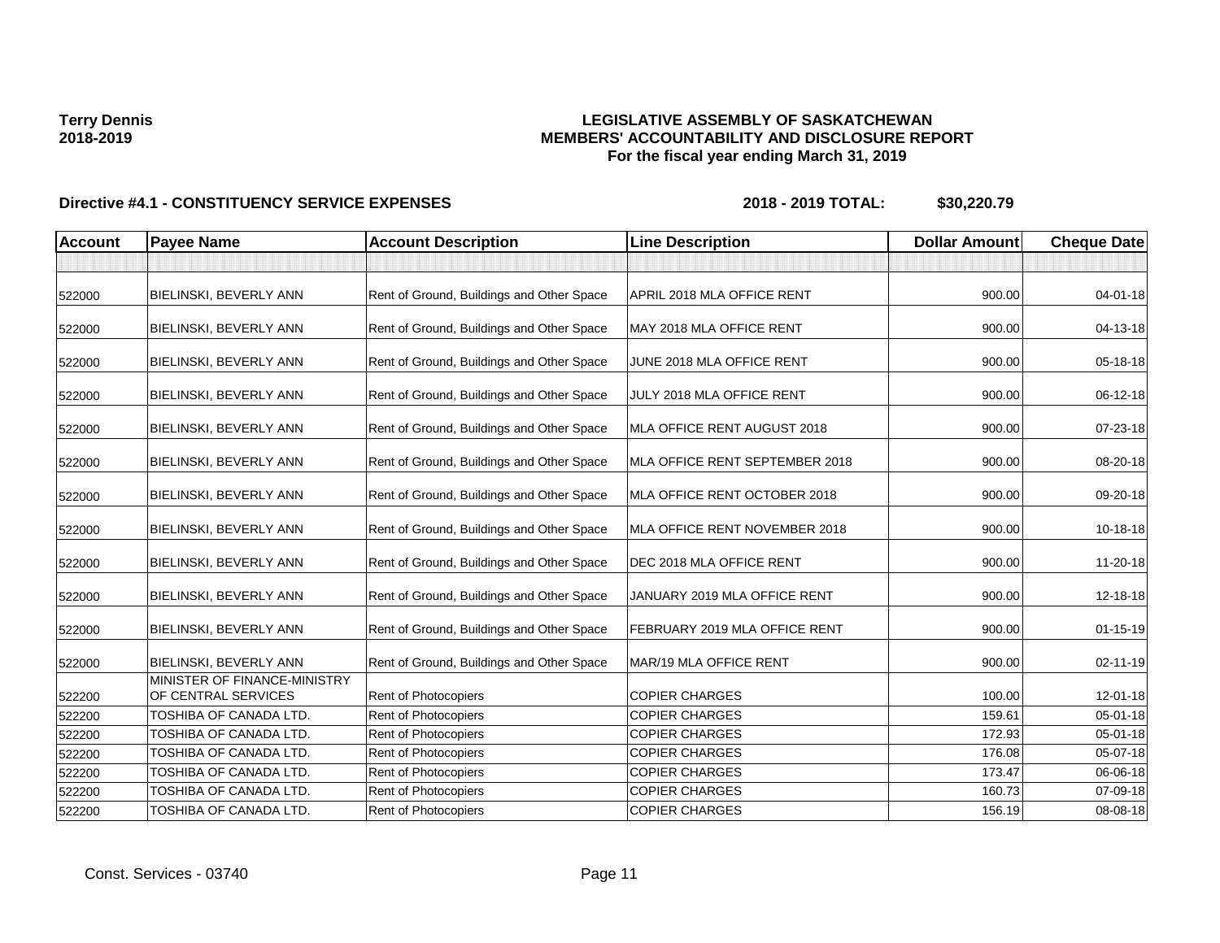**Terry Dennis**
**2018-2019**

# LEGISLATIVE ASSEMBLY OF SASKATCHEWAN
## MEMBERS' ACCOUNTABILITY AND DISCLOSURE REPORT
### For the fiscal year ending March 31, 2019

**Directive #4.1 - CONSTITUENCY SERVICE EXPENSES** **2018 - 2019 TOTAL: $30,220.79**

| Account | Payee Name | Account Description | Line Description | Dollar Amount | Cheque Date |
|---|---|---|---|---|---|
| | | | | | |
| 522000 | BIELINSKI, BEVERLY ANN | Rent of Ground, Buildings and Other Space | APRIL 2018 MLA OFFICE RENT | 900.00 | 04-01-18 |
| 522000 | BIELINSKI, BEVERLY ANN | Rent of Ground, Buildings and Other Space | MAY 2018 MLA OFFICE RENT | 900.00 | 04-13-18 |
| 522000 | BIELINSKI, BEVERLY ANN | Rent of Ground, Buildings and Other Space | JUNE 2018 MLA OFFICE RENT | 900.00 | 05-18-18 |
| 522000 | BIELINSKI, BEVERLY ANN | Rent of Ground, Buildings and Other Space | JULY 2018 MLA OFFICE RENT | 900.00 | 06-12-18 |
| 522000 | BIELINSKI, BEVERLY ANN | Rent of Ground, Buildings and Other Space | MLA OFFICE RENT AUGUST 2018 | 900.00 | 07-23-18 |
| 522000 | BIELINSKI, BEVERLY ANN | Rent of Ground, Buildings and Other Space | MLA OFFICE RENT SEPTEMBER 2018 | 900.00 | 08-20-18 |
| 522000 | BIELINSKI, BEVERLY ANN | Rent of Ground, Buildings and Other Space | MLA OFFICE RENT OCTOBER 2018 | 900.00 | 09-20-18 |
| 522000 | BIELINSKI, BEVERLY ANN | Rent of Ground, Buildings and Other Space | MLA OFFICE RENT NOVEMBER 2018 | 900.00 | 10-18-18 |
| 522000 | BIELINSKI, BEVERLY ANN | Rent of Ground, Buildings and Other Space | DEC 2018 MLA OFFICE RENT | 900.00 | 11-20-18 |
| 522000 | BIELINSKI, BEVERLY ANN | Rent of Ground, Buildings and Other Space | JANUARY 2019 MLA OFFICE RENT | 900.00 | 12-18-18 |
| 522000 | BIELINSKI, BEVERLY ANN | Rent of Ground, Buildings and Other Space | FEBRUARY 2019 MLA OFFICE RENT | 900.00 | 01-15-19 |
| 522000 | BIELINSKI, BEVERLY ANN | Rent of Ground, Buildings and Other Space | MAR/19 MLA OFFICE RENT | 900.00 | 02-11-19 |
| 522200 | MINISTER OF FINANCE-MINISTRY OF CENTRAL SERVICES | Rent of Photocopiers | COPIER CHARGES | 100.00 | 12-01-18 |
| 522200 | TOSHIBA OF CANADA LTD. | Rent of Photocopiers | COPIER CHARGES | 159.61 | 05-01-18 |
| 522200 | TOSHIBA OF CANADA LTD. | Rent of Photocopiers | COPIER CHARGES | 172.93 | 05-01-18 |
| 522200 | TOSHIBA OF CANADA LTD. | Rent of Photocopiers | COPIER CHARGES | 176.08 | 05-07-18 |
| 522200 | TOSHIBA OF CANADA LTD. | Rent of Photocopiers | COPIER CHARGES | 173.47 | 06-06-18 |
| 522200 | TOSHIBA OF CANADA LTD. | Rent of Photocopiers | COPIER CHARGES | 160.73 | 07-09-18 |
| 522200 | TOSHIBA OF CANADA LTD. | Rent of Photocopiers | COPIER CHARGES | 156.19 | 08-08-18 |

Const. Services - 03740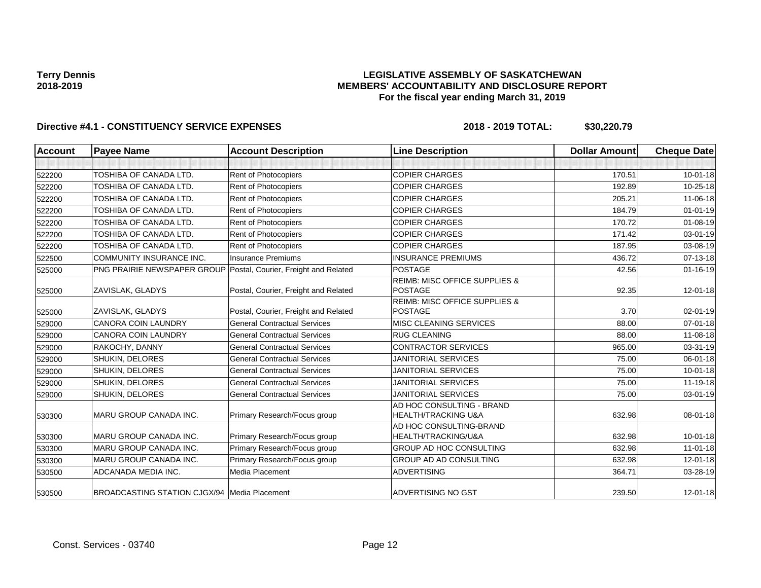**Terry Dennis**
**2018-2019**

**LEGISLATIVE ASSEMBLY OF SASKATCHEWAN**
**MEMBERS' ACCOUNTABILITY AND DISCLOSURE REPORT**
**For the fiscal year ending March 31, 2019**

**Directive #4.1 - CONSTITUENCY SERVICE EXPENSES** **2018 - 2019 TOTAL: $30,220.79**

| Account | Payee Name | Account Description | Line Description | Dollar Amount | Cheque Date |
|---|---|---|---|---|---|
| | | | | | |
| 522200 | TOSHIBA OF CANADA LTD. | Rent of Photocopiers | COPIER CHARGES | 170.51 | 10-01-18 |
| 522200 | TOSHIBA OF CANADA LTD. | Rent of Photocopiers | COPIER CHARGES | 192.89 | 10-25-18 |
| 522200 | TOSHIBA OF CANADA LTD. | Rent of Photocopiers | COPIER CHARGES | 205.21 | 11-06-18 |
| 522200 | TOSHIBA OF CANADA LTD. | Rent of Photocopiers | COPIER CHARGES | 184.79 | 01-01-19 |
| 522200 | TOSHIBA OF CANADA LTD. | Rent of Photocopiers | COPIER CHARGES | 170.72 | 01-08-19 |
| 522200 | TOSHIBA OF CANADA LTD. | Rent of Photocopiers | COPIER CHARGES | 171.42 | 03-01-19 |
| 522200 | TOSHIBA OF CANADA LTD. | Rent of Photocopiers | COPIER CHARGES | 187.95 | 03-08-19 |
| 522500 | COMMUNITY INSURANCE INC. | Insurance Premiums | INSURANCE PREMIUMS | 436.72 | 07-13-18 |
| 525000 | PNG PRAIRIE NEWSPAPER GROUP | Postal, Courier, Freight and Related | POSTAGE | 42.56 | 01-16-19 |
| 525000 | ZAVISLAK, GLADYS | Postal, Courier, Freight and Related | REIMB: MISC OFFICE SUPPLIES & POSTAGE | 92.35 | 12-01-18 |
| 525000 | ZAVISLAK, GLADYS | Postal, Courier, Freight and Related | REIMB: MISC OFFICE SUPPLIES & POSTAGE | 3.70 | 02-01-19 |
| 529000 | CANORA COIN LAUNDRY | General Contractual Services | MISC CLEANING SERVICES | 88.00 | 07-01-18 |
| 529000 | CANORA COIN LAUNDRY | General Contractual Services | RUG CLEANING | 88.00 | 11-08-18 |
| 529000 | RAKOCHY, DANNY | General Contractual Services | CONTRACTOR SERVICES | 965.00 | 03-31-19 |
| 529000 | SHUKIN, DELORES | General Contractual Services | JANITORIAL SERVICES | 75.00 | 06-01-18 |
| 529000 | SHUKIN, DELORES | General Contractual Services | JANITORIAL SERVICES | 75.00 | 10-01-18 |
| 529000 | SHUKIN, DELORES | General Contractual Services | JANITORIAL SERVICES | 75.00 | 11-19-18 |
| 529000 | SHUKIN, DELORES | General Contractual Services | JANITORIAL SERVICES | 75.00 | 03-01-19 |
| 530300 | MARU GROUP CANADA INC. | Primary Research/Focus group | AD HOC CONSULTING - BRAND HEALTH/TRACKING U&A | 632.98 | 08-01-18 |
| 530300 | MARU GROUP CANADA INC. | Primary Research/Focus group | AD HOC CONSULTING-BRAND HEALTH/TRACKING/U&A | 632.98 | 10-01-18 |
| 530300 | MARU GROUP CANADA INC. | Primary Research/Focus group | GROUP AD HOC CONSULTING | 632.98 | 11-01-18 |
| 530300 | MARU GROUP CANADA INC. | Primary Research/Focus group | GROUP AD AD CONSULTING | 632.98 | 12-01-18 |
| 530500 | ADCANADA MEDIA INC. | Media Placement | ADVERTISING | 364.71 | 03-28-19 |
| 530500 | BROADCASTING STATION CJGX/94 | Media Placement | ADVERTISING NO GST | 239.50 | 12-01-18 |

Const. Services - 03740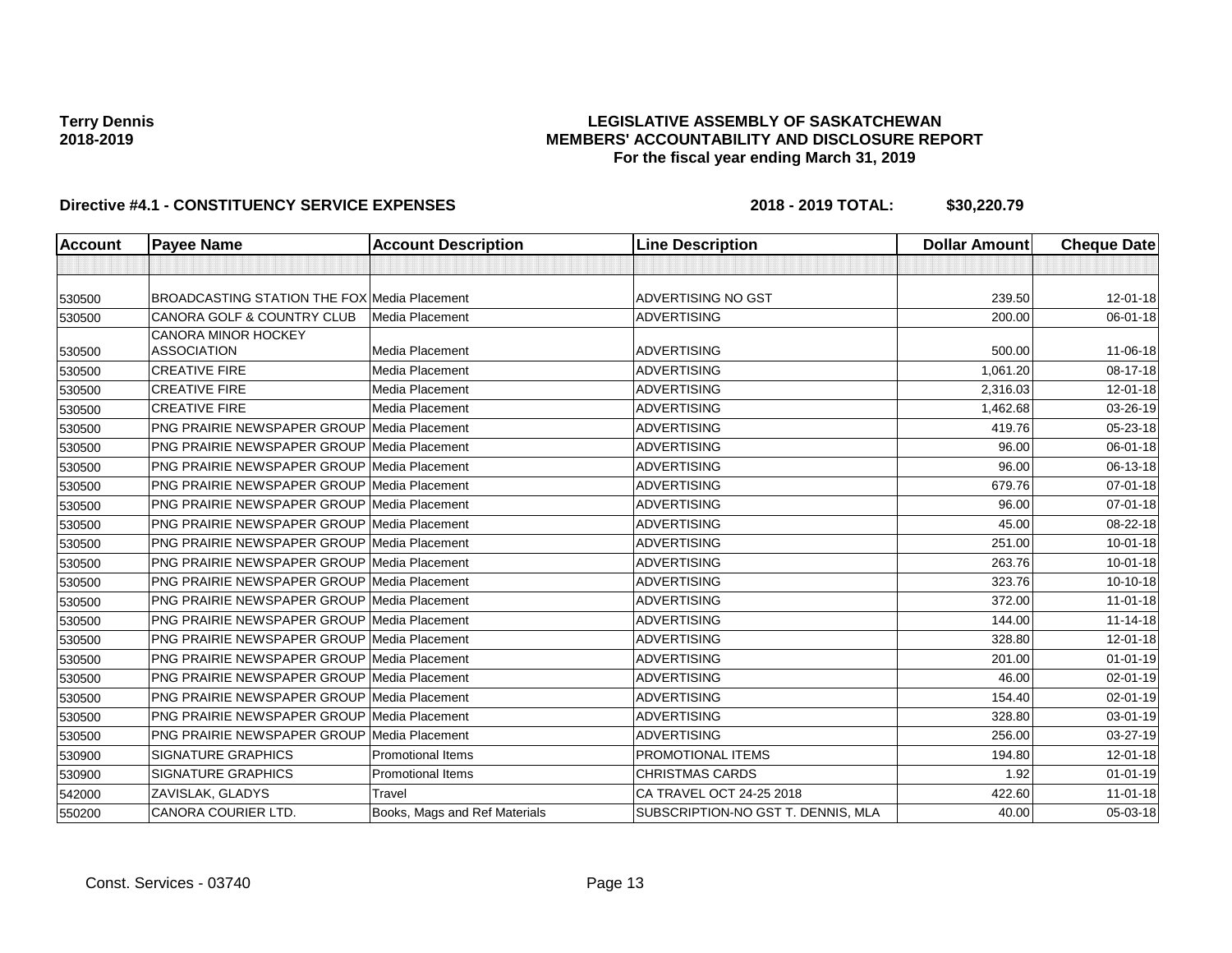**Terry Dennis**
**2018-2019**

**LEGISLATIVE ASSEMBLY OF SASKATCHEWAN**
**MEMBERS' ACCOUNTABILITY AND DISCLOSURE REPORT**
**For the fiscal year ending March 31, 2019**

**Directive #4.1 - CONSTITUENCY SERVICE EXPENSES** **2018 - 2019 TOTAL: $30,220.79**

| Account | Payee Name | Account Description | Line Description | Dollar Amount | Cheque Date |
|---|---|---|---|---|---|
| | | | | | |
| 530500 | BROADCASTING STATION THE FOX | Media Placement | ADVERTISING NO GST | 239.50 | 12-01-18 |
| 530500 | CANORA GOLF & COUNTRY CLUB | Media Placement | ADVERTISING | 200.00 | 06-01-18 |
| 530500 | CANORA MINOR HOCKEY ASSOCIATION | Media Placement | ADVERTISING | 500.00 | 11-06-18 |
| 530500 | CREATIVE FIRE | Media Placement | ADVERTISING | 1,061.20 | 08-17-18 |
| 530500 | CREATIVE FIRE | Media Placement | ADVERTISING | 2,316.03 | 12-01-18 |
| 530500 | CREATIVE FIRE | Media Placement | ADVERTISING | 1,462.68 | 03-26-19 |
| 530500 | PNG PRAIRIE NEWSPAPER GROUP | Media Placement | ADVERTISING | 419.76 | 05-23-18 |
| 530500 | PNG PRAIRIE NEWSPAPER GROUP | Media Placement | ADVERTISING | 96.00 | 06-01-18 |
| 530500 | PNG PRAIRIE NEWSPAPER GROUP | Media Placement | ADVERTISING | 96.00 | 06-13-18 |
| 530500 | PNG PRAIRIE NEWSPAPER GROUP | Media Placement | ADVERTISING | 679.76 | 07-01-18 |
| 530500 | PNG PRAIRIE NEWSPAPER GROUP | Media Placement | ADVERTISING | 96.00 | 07-01-18 |
| 530500 | PNG PRAIRIE NEWSPAPER GROUP | Media Placement | ADVERTISING | 45.00 | 08-22-18 |
| 530500 | PNG PRAIRIE NEWSPAPER GROUP | Media Placement | ADVERTISING | 251.00 | 10-01-18 |
| 530500 | PNG PRAIRIE NEWSPAPER GROUP | Media Placement | ADVERTISING | 263.76 | 10-01-18 |
| 530500 | PNG PRAIRIE NEWSPAPER GROUP | Media Placement | ADVERTISING | 323.76 | 10-10-18 |
| 530500 | PNG PRAIRIE NEWSPAPER GROUP | Media Placement | ADVERTISING | 372.00 | 11-01-18 |
| 530500 | PNG PRAIRIE NEWSPAPER GROUP | Media Placement | ADVERTISING | 144.00 | 11-14-18 |
| 530500 | PNG PRAIRIE NEWSPAPER GROUP | Media Placement | ADVERTISING | 328.80 | 12-01-18 |
| 530500 | PNG PRAIRIE NEWSPAPER GROUP | Media Placement | ADVERTISING | 201.00 | 01-01-19 |
| 530500 | PNG PRAIRIE NEWSPAPER GROUP | Media Placement | ADVERTISING | 46.00 | 02-01-19 |
| 530500 | PNG PRAIRIE NEWSPAPER GROUP | Media Placement | ADVERTISING | 154.40 | 02-01-19 |
| 530500 | PNG PRAIRIE NEWSPAPER GROUP | Media Placement | ADVERTISING | 328.80 | 03-01-19 |
| 530500 | PNG PRAIRIE NEWSPAPER GROUP | Media Placement | ADVERTISING | 256.00 | 03-27-19 |
| 530900 | SIGNATURE GRAPHICS | Promotional Items | PROMOTIONAL ITEMS | 194.80 | 12-01-18 |
| 530900 | SIGNATURE GRAPHICS | Promotional Items | CHRISTMAS CARDS | 1.92 | 01-01-19 |
| 542000 | ZAVISLAK, GLADYS | Travel | CA TRAVEL OCT 24-25 2018 | 422.60 | 11-01-18 |
| 550200 | CANORA COURIER LTD. | Books, Mags and Ref Materials | SUBSCRIPTION-NO GST T. DENNIS, MLA | 40.00 | 05-03-18 |

Const. Services - 03740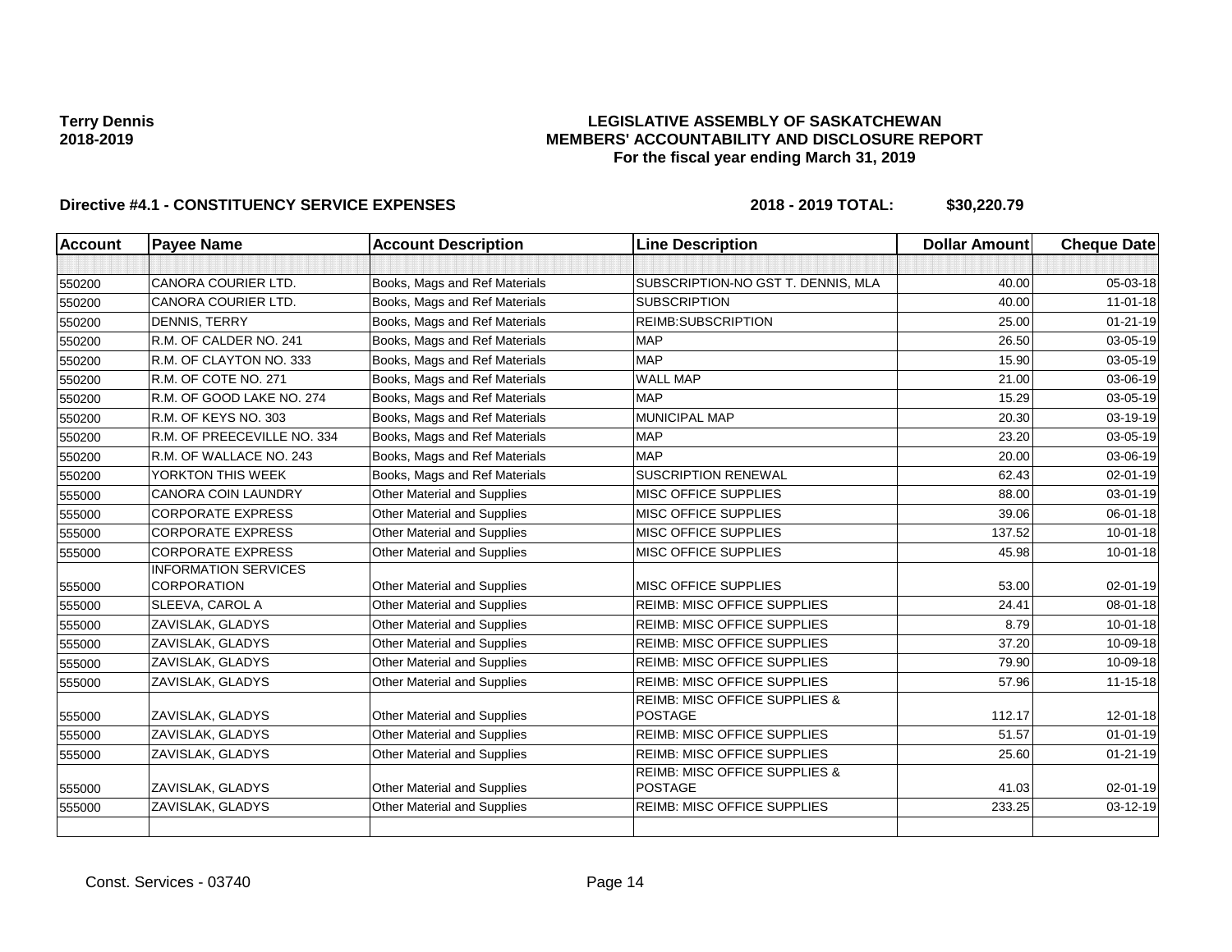**Terry Dennis**
**2018-2019**

**LEGISLATIVE ASSEMBLY OF SASKATCHEWAN**
**MEMBERS' ACCOUNTABILITY AND DISCLOSURE REPORT**
**For the fiscal year ending March 31, 2019**

**Directive #4.1 - CONSTITUENCY SERVICE EXPENSES** **2018 - 2019 TOTAL: $30,220.79**

| Account | Payee Name | Account Description | Line Description | Dollar Amount | Cheque Date |
|---|---|---|---|---|---|
| | | | | | |
| 550200 | CANORA COURIER LTD. | Books, Mags and Ref Materials | SUBSCRIPTION-NO GST T. DENNIS, MLA | 40.00 | 05-03-18 |
| 550200 | CANORA COURIER LTD. | Books, Mags and Ref Materials | SUBSCRIPTION | 40.00 | 11-01-18 |
| 550200 | DENNIS, TERRY | Books, Mags and Ref Materials | REIMB:SUBSCRIPTION | 25.00 | 01-21-19 |
| 550200 | R.M. OF CALDER NO. 241 | Books, Mags and Ref Materials | MAP | 26.50 | 03-05-19 |
| 550200 | R.M. OF CLAYTON NO. 333 | Books, Mags and Ref Materials | MAP | 15.90 | 03-05-19 |
| 550200 | R.M. OF COTE NO. 271 | Books, Mags and Ref Materials | WALL MAP | 21.00 | 03-06-19 |
| 550200 | R.M. OF GOOD LAKE NO. 274 | Books, Mags and Ref Materials | MAP | 15.29 | 03-05-19 |
| 550200 | R.M. OF KEYS NO. 303 | Books, Mags and Ref Materials | MUNICIPAL MAP | 20.30 | 03-19-19 |
| 550200 | R.M. OF PREECEVILLE NO. 334 | Books, Mags and Ref Materials | MAP | 23.20 | 03-05-19 |
| 550200 | R.M. OF WALLACE NO. 243 | Books, Mags and Ref Materials | MAP | 20.00 | 03-06-19 |
| 550200 | YORKTON THIS WEEK | Books, Mags and Ref Materials | SUSCRIPTION RENEWAL | 62.43 | 02-01-19 |
| 555000 | CANORA COIN LAUNDRY | Other Material and Supplies | MISC OFFICE SUPPLIES | 88.00 | 03-01-19 |
| 555000 | CORPORATE EXPRESS | Other Material and Supplies | MISC OFFICE SUPPLIES | 39.06 | 06-01-18 |
| 555000 | CORPORATE EXPRESS | Other Material and Supplies | MISC OFFICE SUPPLIES | 137.52 | 10-01-18 |
| 555000 | CORPORATE EXPRESS | Other Material and Supplies | MISC OFFICE SUPPLIES | 45.98 | 10-01-18 |
| 555000 | INFORMATION SERVICES CORPORATION | Other Material and Supplies | MISC OFFICE SUPPLIES | 53.00 | 02-01-19 |
| 555000 | SLEEVA, CAROL A | Other Material and Supplies | REIMB: MISC OFFICE SUPPLIES | 24.41 | 08-01-18 |
| 555000 | ZAVISLAK, GLADYS | Other Material and Supplies | REIMB: MISC OFFICE SUPPLIES | 8.79 | 10-01-18 |
| 555000 | ZAVISLAK, GLADYS | Other Material and Supplies | REIMB: MISC OFFICE SUPPLIES | 37.20 | 10-09-18 |
| 555000 | ZAVISLAK, GLADYS | Other Material and Supplies | REIMB: MISC OFFICE SUPPLIES | 79.90 | 10-09-18 |
| 555000 | ZAVISLAK, GLADYS | Other Material and Supplies | REIMB: MISC OFFICE SUPPLIES | 57.96 | 11-15-18 |
| 555000 | ZAVISLAK, GLADYS | Other Material and Supplies | REIMB: MISC OFFICE SUPPLIES & POSTAGE | 112.17 | 12-01-18 |
| 555000 | ZAVISLAK, GLADYS | Other Material and Supplies | REIMB: MISC OFFICE SUPPLIES | 51.57 | 01-01-19 |
| 555000 | ZAVISLAK, GLADYS | Other Material and Supplies | REIMB: MISC OFFICE SUPPLIES | 25.60 | 01-21-19 |
| 555000 | ZAVISLAK, GLADYS | Other Material and Supplies | REIMB: MISC OFFICE SUPPLIES & POSTAGE | 41.03 | 02-01-19 |
| 555000 | ZAVISLAK, GLADYS | Other Material and Supplies | REIMB: MISC OFFICE SUPPLIES | 233.25 | 03-12-19 |
| | | | | | |

Const. Services - 03740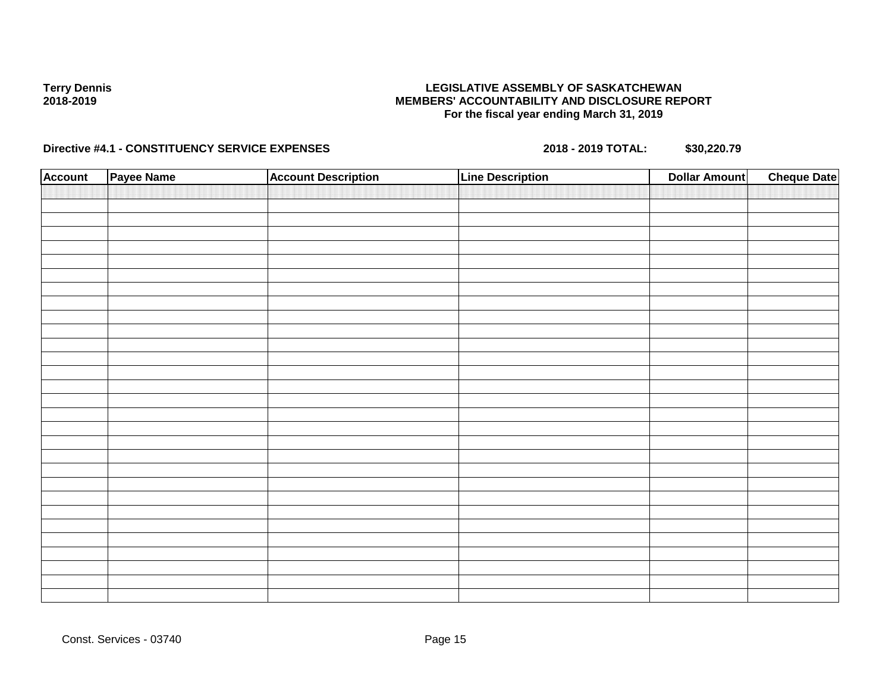**Terry Dennis**
**2018-2019**

**LEGISLATIVE ASSEMBLY OF SASKATCHEWAN**
**MEMBERS' ACCOUNTABILITY AND DISCLOSURE REPORT**
**For the fiscal year ending March 31, 2019**

**Directive #4.1 - CONSTITUENCY SERVICE EXPENSES** **2018 - 2019 TOTAL:** **$30,220.79**

| Account | Payee Name | Account Description | Line Description | Dollar Amount | Cheque Date |
|---|---|---|---|---|---|
| | | | | | |

Const. Services - 03740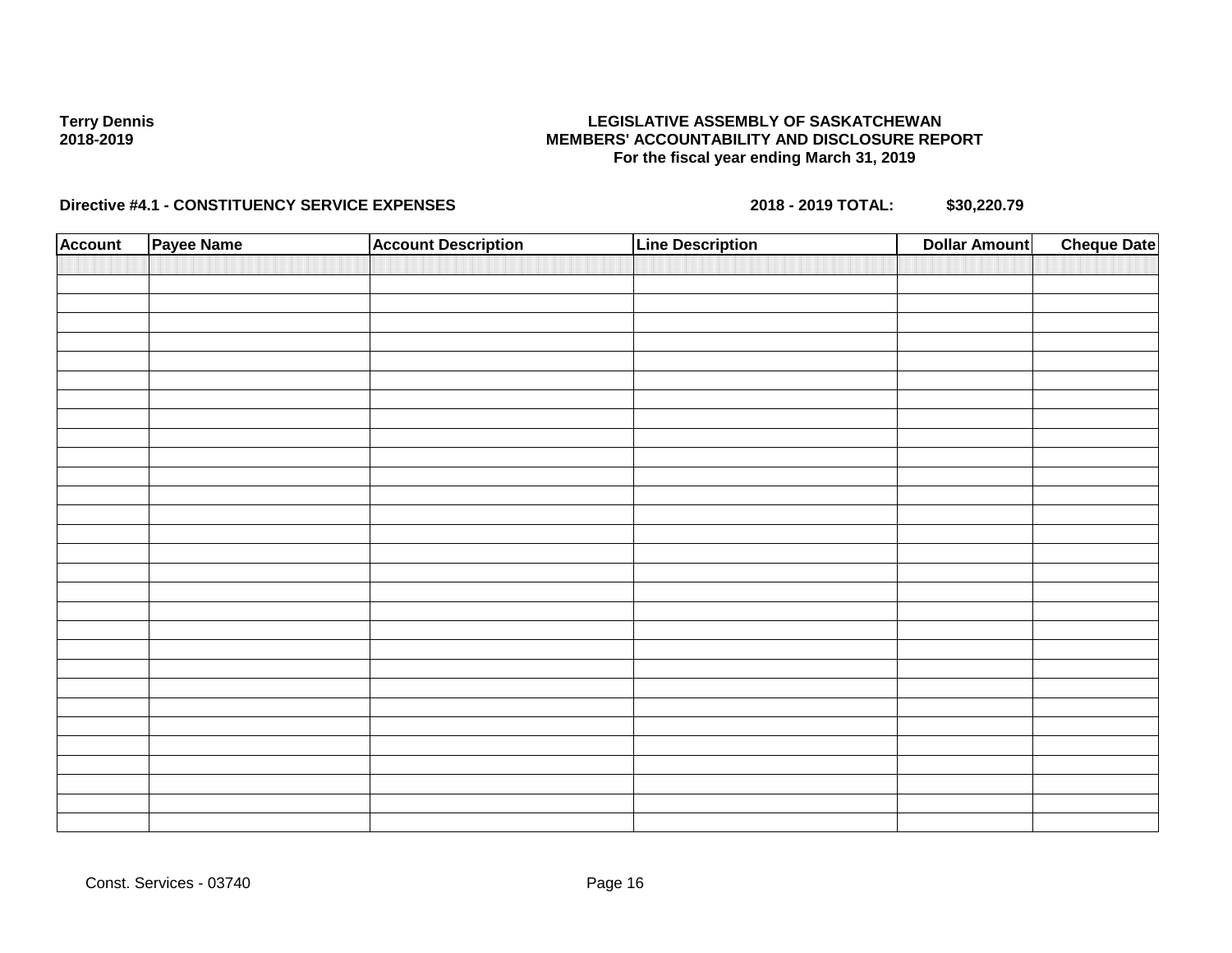**Terry Dennis**
**2018-2019**

**LEGISLATIVE ASSEMBLY OF SASKATCHEWAN**
**MEMBERS' ACCOUNTABILITY AND DISCLOSURE REPORT**
**For the fiscal year ending March 31, 2019**

**Directive #4.1 - CONSTITUENCY SERVICE EXPENSES** **2018 - 2019 TOTAL: $30,220.79**

| Account | Payee Name | Account Description | Line Description | Dollar Amount | Cheque Date |
|---|---|---|---|---|---|
| | | | | | |

Const. Services - 03740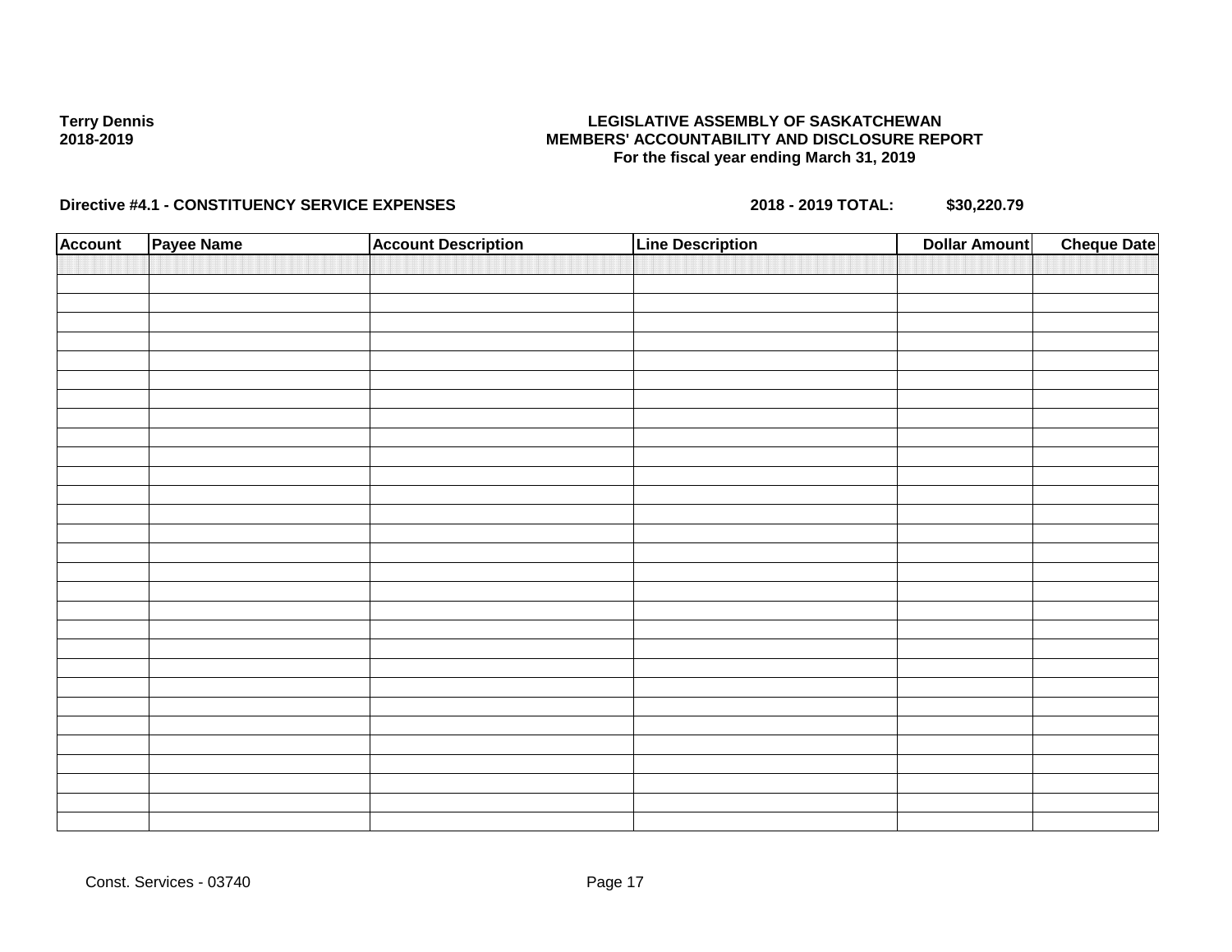**Terry Dennis**
**2018-2019**

**LEGISLATIVE ASSEMBLY OF SASKATCHEWAN**
**MEMBERS' ACCOUNTABILITY AND DISCLOSURE REPORT**
**For the fiscal year ending March 31, 2019**

**Directive #4.1 - CONSTITUENCY SERVICE EXPENSES** **2018 - 2019 TOTAL: $30,220.79**

| Account | Payee Name | Account Description | Line Description | Dollar Amount | Cheque Date |
|---|---|---|---|---|---|
| | | | | | |

Const. Services - 03740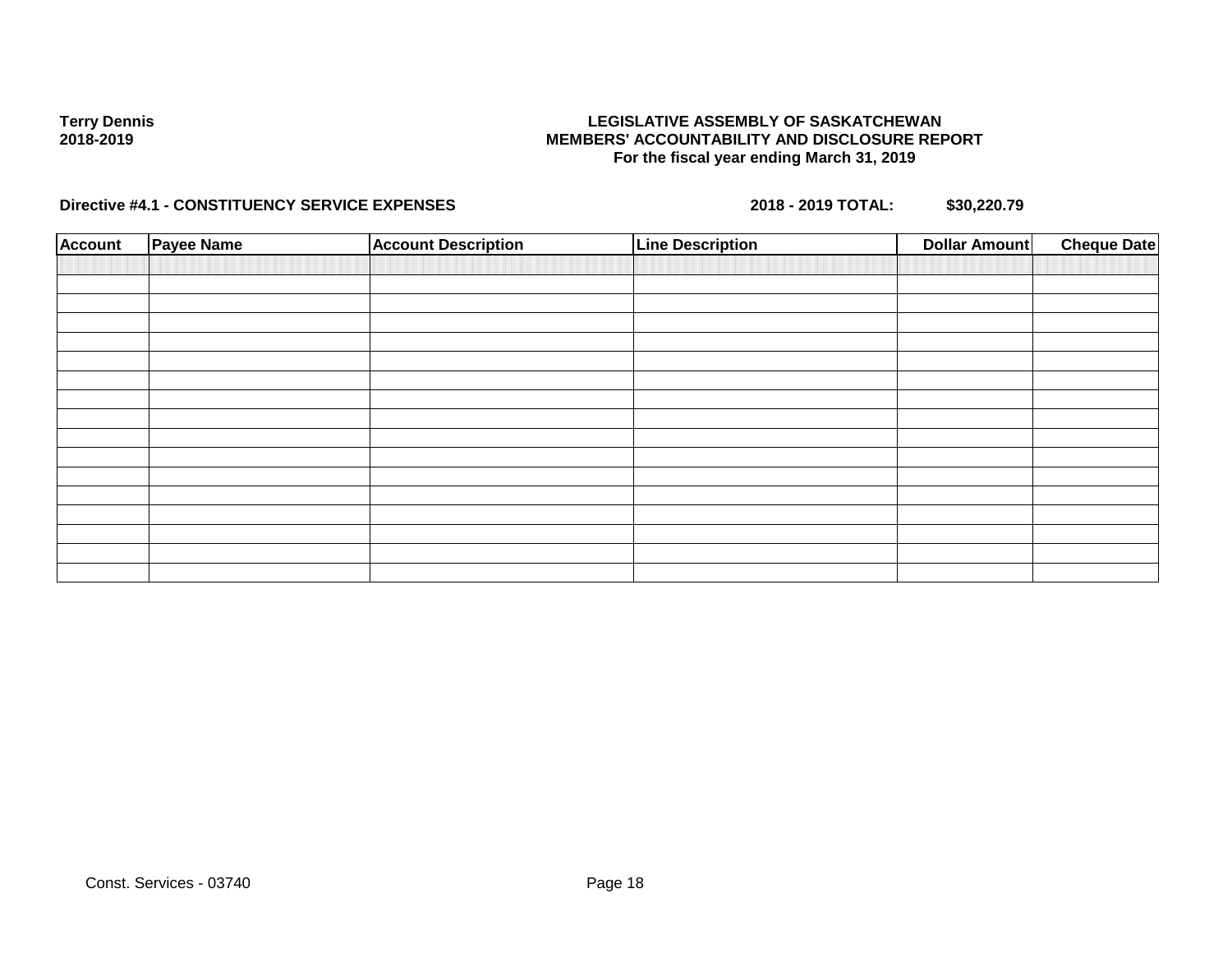**Terry Dennis**
**2018-2019**

**LEGISLATIVE ASSEMBLY OF SASKATCHEWAN**
**MEMBERS' ACCOUNTABILITY AND DISCLOSURE REPORT**
**For the fiscal year ending March 31, 2019**

**Directive #4.1 - CONSTITUENCY SERVICE EXPENSES** **2018 - 2019 TOTAL: $30,220.79**

| Account | Payee Name | Account Description | Line Description | Dollar Amount | Cheque Date |
|---|---|---|---|---|---|
| | | | | | |
| | | | | | |
| | | | | | |
| | | | | | |
| | | | | | |
| | | | | | |
| | | | | | |
| | | | | | |
| | | | | | |
| | | | | | |
| | | | | | |
| | | | | | |
| | | | | | |
| | | | | | |
| | | | | | |
| | | | | | |
| | | | | | |

Const. Services - 03740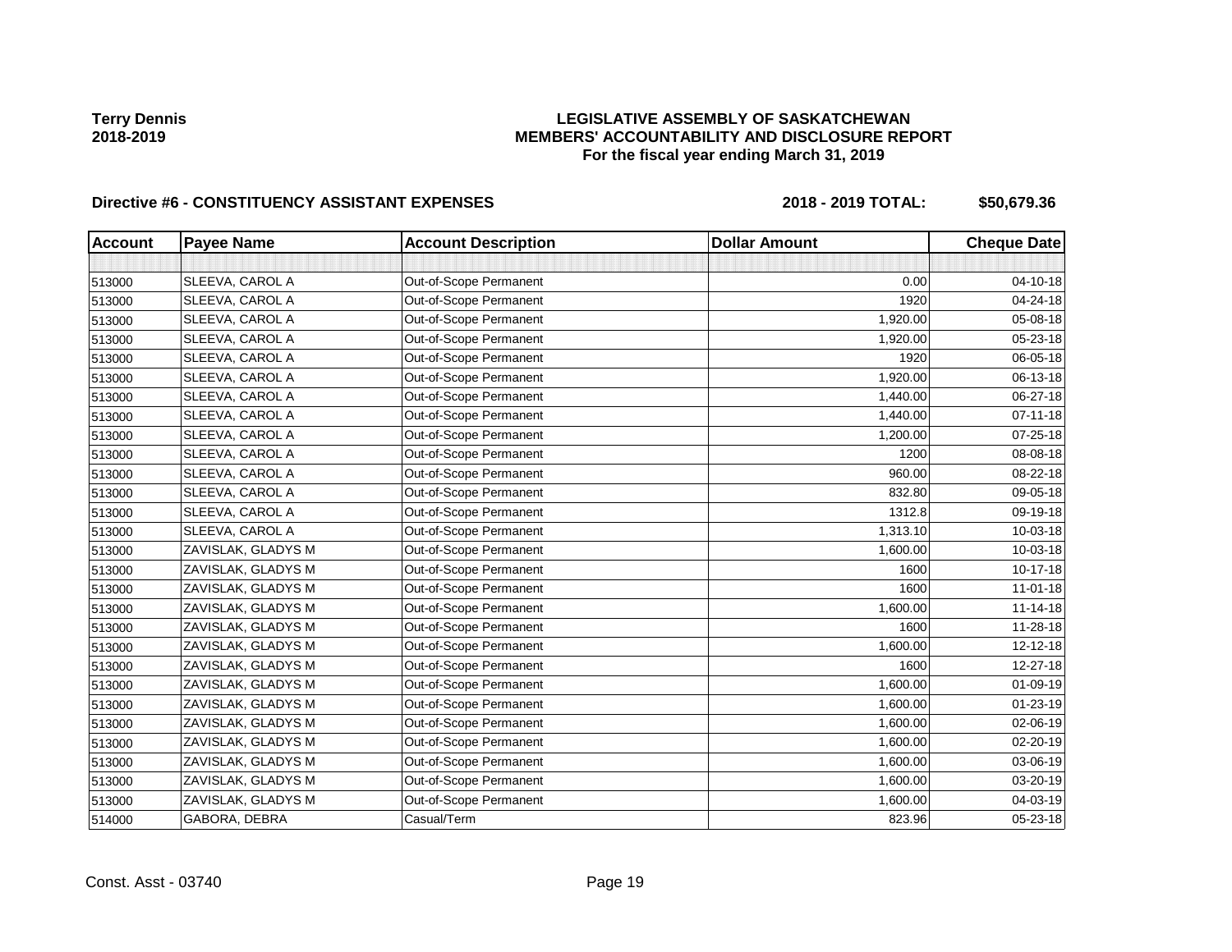**Terry Dennis**
**2018-2019**

# LEGISLATIVE ASSEMBLY OF SASKATCHEWAN
## MEMBERS' ACCOUNTABILITY AND DISCLOSURE REPORT
### For the fiscal year ending March 31, 2019

**Directive #6 - CONSTITUENCY ASSISTANT EXPENSES** **2018 - 2019 TOTAL: $50,679.36**

| Account | Payee Name | Account Description | Dollar Amount | Cheque Date |
|---|---|---|---|---|
| | | | | |
| 513000 | SLEEVA, CAROL A | Out-of-Scope Permanent | 0.00 | 04-10-18 |
| 513000 | SLEEVA, CAROL A | Out-of-Scope Permanent | 1920 | 04-24-18 |
| 513000 | SLEEVA, CAROL A | Out-of-Scope Permanent | 1,920.00 | 05-08-18 |
| 513000 | SLEEVA, CAROL A | Out-of-Scope Permanent | 1,920.00 | 05-23-18 |
| 513000 | SLEEVA, CAROL A | Out-of-Scope Permanent | 1920 | 06-05-18 |
| 513000 | SLEEVA, CAROL A | Out-of-Scope Permanent | 1,920.00 | 06-13-18 |
| 513000 | SLEEVA, CAROL A | Out-of-Scope Permanent | 1,440.00 | 06-27-18 |
| 513000 | SLEEVA, CAROL A | Out-of-Scope Permanent | 1,440.00 | 07-11-18 |
| 513000 | SLEEVA, CAROL A | Out-of-Scope Permanent | 1,200.00 | 07-25-18 |
| 513000 | SLEEVA, CAROL A | Out-of-Scope Permanent | 1200 | 08-08-18 |
| 513000 | SLEEVA, CAROL A | Out-of-Scope Permanent | 960.00 | 08-22-18 |
| 513000 | SLEEVA, CAROL A | Out-of-Scope Permanent | 832.80 | 09-05-18 |
| 513000 | SLEEVA, CAROL A | Out-of-Scope Permanent | 1312.8 | 09-19-18 |
| 513000 | SLEEVA, CAROL A | Out-of-Scope Permanent | 1,313.10 | 10-03-18 |
| 513000 | ZAVISLAK, GLADYS M | Out-of-Scope Permanent | 1,600.00 | 10-03-18 |
| 513000 | ZAVISLAK, GLADYS M | Out-of-Scope Permanent | 1600 | 10-17-18 |
| 513000 | ZAVISLAK, GLADYS M | Out-of-Scope Permanent | 1600 | 11-01-18 |
| 513000 | ZAVISLAK, GLADYS M | Out-of-Scope Permanent | 1,600.00 | 11-14-18 |
| 513000 | ZAVISLAK, GLADYS M | Out-of-Scope Permanent | 1600 | 11-28-18 |
| 513000 | ZAVISLAK, GLADYS M | Out-of-Scope Permanent | 1,600.00 | 12-12-18 |
| 513000 | ZAVISLAK, GLADYS M | Out-of-Scope Permanent | 1600 | 12-27-18 |
| 513000 | ZAVISLAK, GLADYS M | Out-of-Scope Permanent | 1,600.00 | 01-09-19 |
| 513000 | ZAVISLAK, GLADYS M | Out-of-Scope Permanent | 1,600.00 | 01-23-19 |
| 513000 | ZAVISLAK, GLADYS M | Out-of-Scope Permanent | 1,600.00 | 02-06-19 |
| 513000 | ZAVISLAK, GLADYS M | Out-of-Scope Permanent | 1,600.00 | 02-20-19 |
| 513000 | ZAVISLAK, GLADYS M | Out-of-Scope Permanent | 1,600.00 | 03-06-19 |
| 513000 | ZAVISLAK, GLADYS M | Out-of-Scope Permanent | 1,600.00 | 03-20-19 |
| 513000 | ZAVISLAK, GLADYS M | Out-of-Scope Permanent | 1,600.00 | 04-03-19 |
| 514000 | GABORA, DEBRA | Casual/Term | 823.96 | 05-23-18 |

Const. Asst - 03740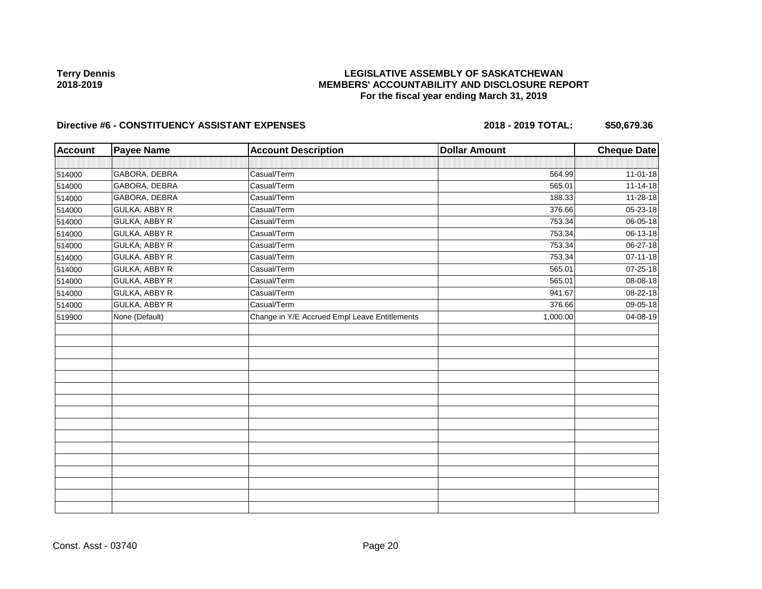**Terry Dennis**
**2018-2019**

# LEGISLATIVE ASSEMBLY OF SASKATCHEWAN
## MEMBERS' ACCOUNTABILITY AND DISCLOSURE REPORT
### For the fiscal year ending March 31, 2019

**Directive #6 - CONSTITUENCY ASSISTANT EXPENSES** **2018 - 2019 TOTAL: $50,679.36**

| Account | Payee Name | Account Description | Dollar Amount | Cheque Date |
|---|---|---|---|---|
| | | | | |
| 514000 | GABORA, DEBRA | Casual/Term | 564.99 | 11-01-18 |
| 514000 | GABORA, DEBRA | Casual/Term | 565.01 | 11-14-18 |
| 514000 | GABORA, DEBRA | Casual/Term | 188.33 | 11-28-18 |
| 514000 | GULKA, ABBY R | Casual/Term | 376.66 | 05-23-18 |
| 514000 | GULKA, ABBY R | Casual/Term | 753.34 | 06-05-18 |
| 514000 | GULKA, ABBY R | Casual/Term | 753.34 | 06-13-18 |
| 514000 | GULKA, ABBY R | Casual/Term | 753.34 | 06-27-18 |
| 514000 | GULKA, ABBY R | Casual/Term | 753.34 | 07-11-18 |
| 514000 | GULKA, ABBY R | Casual/Term | 565.01 | 07-25-18 |
| 514000 | GULKA, ABBY R | Casual/Term | 565.01 | 08-08-18 |
| 514000 | GULKA, ABBY R | Casual/Term | 941.67 | 08-22-18 |
| 514000 | GULKA, ABBY R | Casual/Term | 376.66 | 09-05-18 |
| 519900 | None (Default) | Change in Y/E Accrued Empl Leave Entitlements | 1,000.00 | 04-08-19 |

Const. Asst - 03740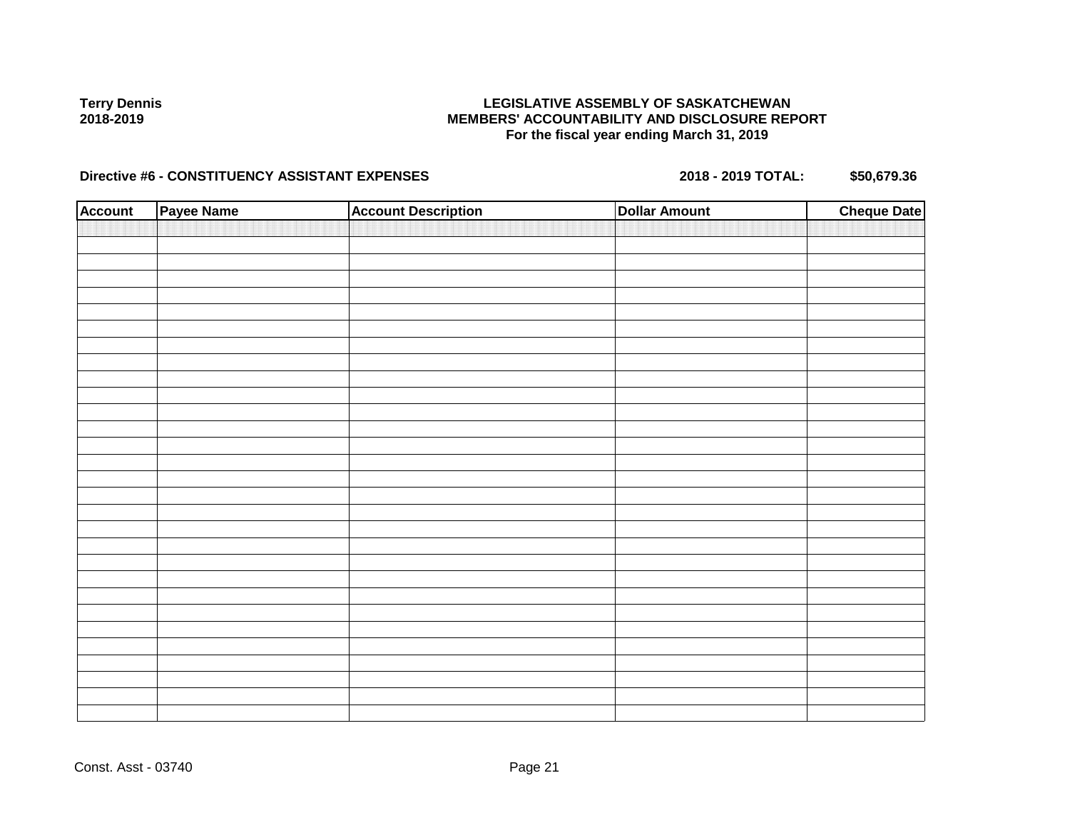**Terry Dennis**
**2018-2019**

**LEGISLATIVE ASSEMBLY OF SASKATCHEWAN**
**MEMBERS' ACCOUNTABILITY AND DISCLOSURE REPORT**
**For the fiscal year ending March 31, 2019**

**Directive #6 - CONSTITUENCY ASSISTANT EXPENSES** **2018 - 2019 TOTAL: $50,679.36**

| Account | Payee Name | Account Description | Dollar Amount | Cheque Date |
|---|---|---|---|---|
| | | | | |

Const. Asst - 03740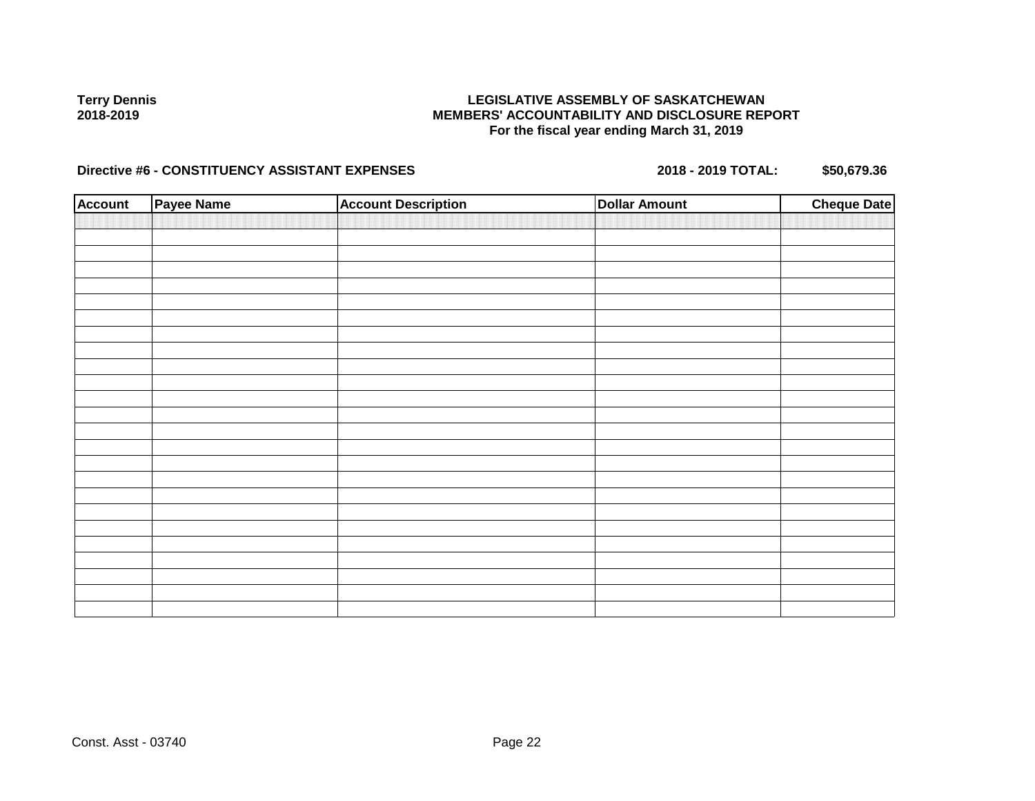**Terry Dennis**
**2018-2019**

**LEGISLATIVE ASSEMBLY OF SASKATCHEWAN**
**MEMBERS' ACCOUNTABILITY AND DISCLOSURE REPORT**
**For the fiscal year ending March 31, 2019**

**Directive #6 - CONSTITUENCY ASSISTANT EXPENSES** **2018 - 2019 TOTAL: $50,679.36**

| Account | Payee Name | Account Description | Dollar Amount | Cheque Date |
|---|---|---|---|---|
| | | | | |

Const. Asst - 03740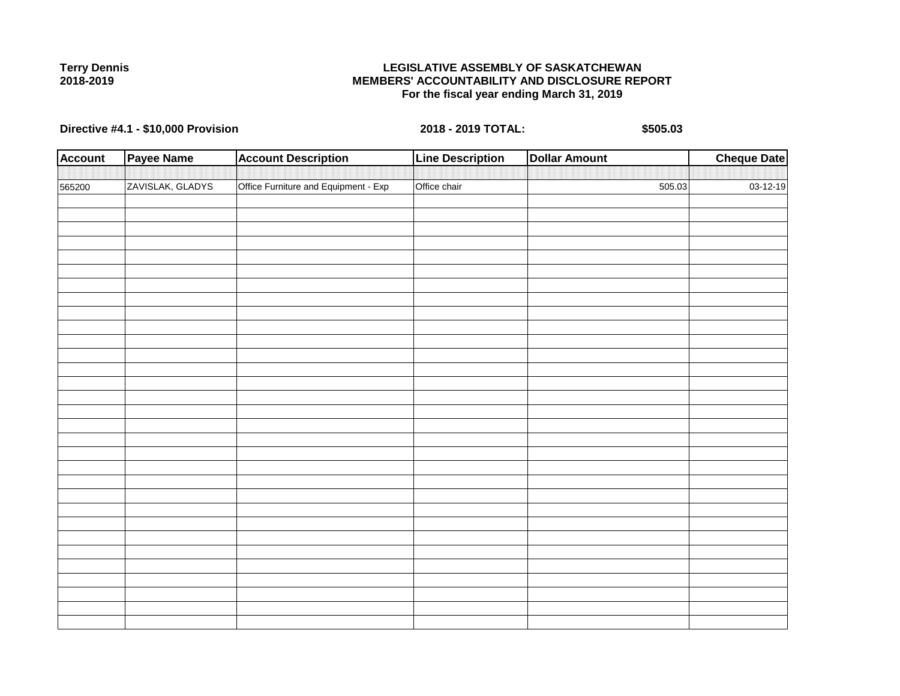**Terry Dennis**
**2018-2019**

**LEGISLATIVE ASSEMBLY OF SASKATCHEWAN**
**MEMBERS' ACCOUNTABILITY AND DISCLOSURE REPORT**
**For the fiscal year ending March 31, 2019**

**Directive #4.1 - $10,000 Provision** **2018 - 2019 TOTAL:** **$505.03**

| Account | Payee Name | Account Description | Line Description | Dollar Amount | Cheque Date |
|---|---|---|---|---|---|
| 565200 | ZAVISLAK, GLADYS | Office Furniture and Equipment - Exp | Office chair | 505.03 | 03-12-19 |